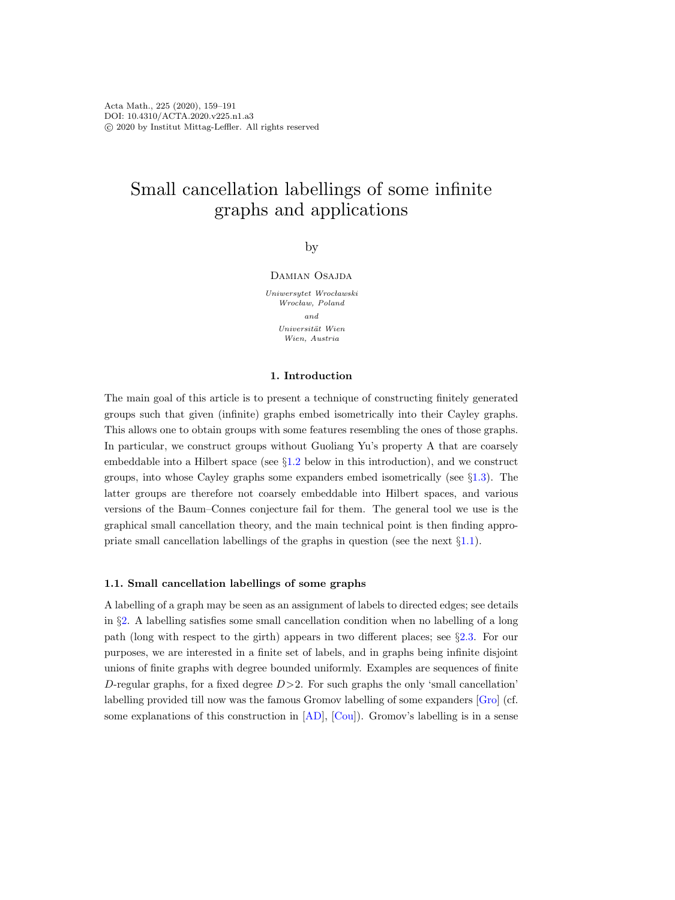# Small cancellation labellings of some infinite graphs and applications

by

Damian Osajda

*Uniwersytet Wrocławski*
*Wrocław, Poland*

*and*

*Universität Wien*
*Wien, Austria*

## 1. Introduction

The main goal of this article is to present a technique of constructing finitely generated groups such that given (infinite) graphs embed isometrically into their Cayley graphs. This allows one to obtain groups with some features resembling the ones of those graphs. In particular, we construct groups without Guoliang Yu's property A that are coarsely embeddable into a Hilbert space (see §1.2 below in this introduction), and we construct groups, into whose Cayley graphs some expanders embed isometrically (see §1.3). The latter groups are therefore not coarsely embeddable into Hilbert spaces, and various versions of the Baum–Connes conjecture fail for them. The general tool we use is the graphical small cancellation theory, and the main technical point is then finding appropriate small cancellation labellings of the graphs in question (see the next §1.1).

### 1.1. Small cancellation labellings of some graphs

A labelling of a graph may be seen as an assignment of labels to directed edges; see details in §2. A labelling satisfies some small cancellation condition when no labelling of a long path (long with respect to the girth) appears in two different places; see §2.3. For our purposes, we are interested in a finite set of labels, and in graphs being infinite disjoint unions of finite graphs with degree bounded uniformly. Examples are sequences of finite $D$-regular graphs, for a fixed degree $D>2$. For such graphs the only 'small cancellation' labelling provided till now was the famous Gromov labelling of some expanders [Gro] (cf. some explanations of this construction in [AD], [Cou]). Gromov's labelling is in a sense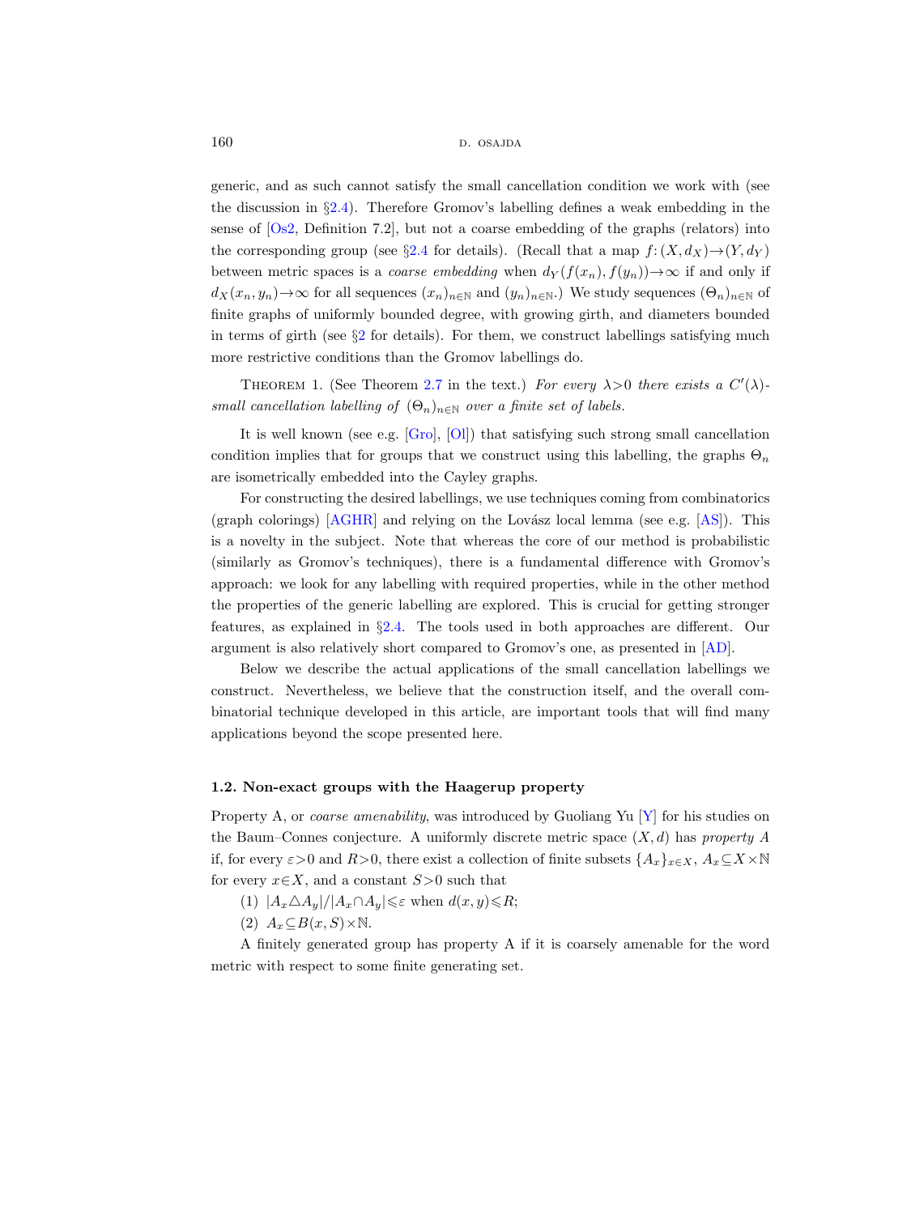generic, and as such cannot satisfy the small cancellation condition we work with (see the discussion in §2.4). Therefore Gromov's labelling defines a weak embedding in the sense of [Os2, Definition 7.2], but not a coarse embedding of the graphs (relators) into the corresponding group (see §2.4 for details). (Recall that a map $f\colon (X, d_X) \to (Y, d_Y)$ between metric spaces is a *coarse embedding* when $d_Y(f(x_n), f(y_n)) \to \infty$ if and only if $d_X(x_n, y_n) \to \infty$ for all sequences $(x_n)_{n\in\mathbb{N}}$ and $(y_n)_{n\in\mathbb{N}}$.) We study sequences $(\Theta_n)_{n\in\mathbb{N}}$ of finite graphs of uniformly bounded degree, with growing girth, and diameters bounded in terms of girth (see §2 for details). For them, we construct labellings satisfying much more restrictive conditions than the Gromov labellings do.

Theorem 1. (See Theorem 2.7 in the text.) *For every $\lambda > 0$ there exists a $C'(\lambda)$-small cancellation labelling of $(\Theta_n)_{n\in\mathbb{N}}$ over a finite set of labels.*

It is well known (see e.g. [Gro], [Ol]) that satisfying such strong small cancellation condition implies that for groups that we construct using this labelling, the graphs $\Theta_n$ are isometrically embedded into the Cayley graphs.

For constructing the desired labellings, we use techniques coming from combinatorics (graph colorings) [AGHR] and relying on the Lovász local lemma (see e.g. [AS]). This is a novelty in the subject. Note that whereas the core of our method is probabilistic (similarly as Gromov's techniques), there is a fundamental difference with Gromov's approach: we look for any labelling with required properties, while in the other method the properties of the generic labelling are explored. This is crucial for getting stronger features, as explained in §2.4. The tools used in both approaches are different. Our argument is also relatively short compared to Gromov's one, as presented in [AD].

Below we describe the actual applications of the small cancellation labellings we construct. Nevertheless, we believe that the construction itself, and the overall combinatorial technique developed in this article, are important tools that will find many applications beyond the scope presented here.

### 1.2. Non-exact groups with the Haagerup property

Property A, or *coarse amenability*, was introduced by Guoliang Yu [Y] for his studies on the Baum–Connes conjecture. A uniformly discrete metric space $(X, d)$ has *property A* if, for every $\varepsilon > 0$ and $R > 0$, there exist a collection of finite subsets $\{A_x\}_{x\in X}$, $A_x \subseteq X \times \mathbb{N}$ for every $x \in X$, and a constant $S > 0$ such that

(1) $|A_x \triangle A_y| / |A_x \cap A_y| \leqslant \varepsilon$ when $d(x, y) \leqslant R$;

(2) $A_x \subseteq B(x, S) \times \mathbb{N}$.

A finitely generated group has property A if it is coarsely amenable for the word metric with respect to some finite generating set.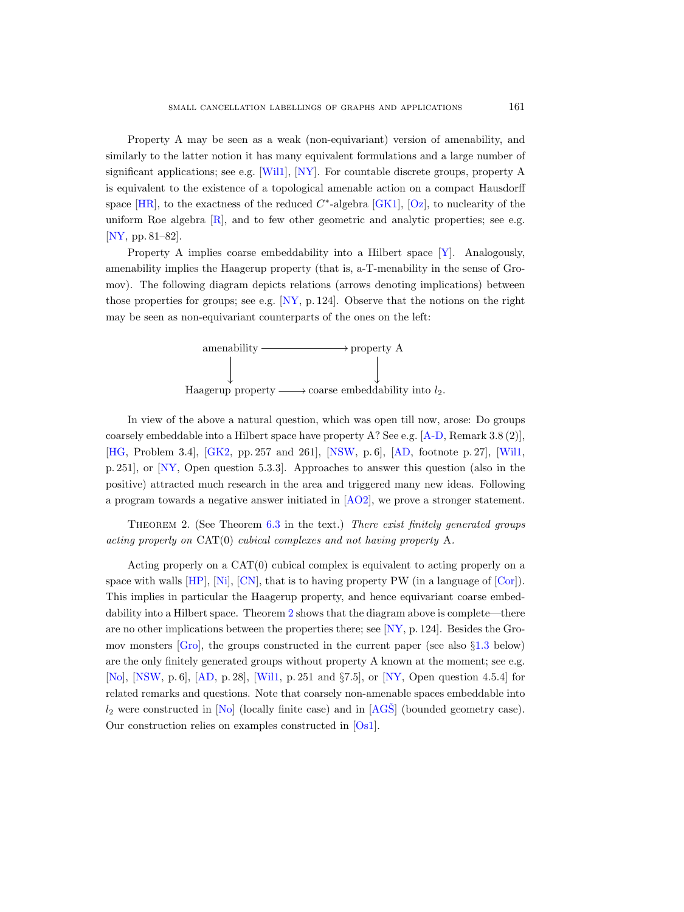Property A may be seen as a weak (non-equivariant) version of amenability, and similarly to the latter notion it has many equivalent formulations and a large number of significant applications; see e.g. [Wil1], [NY]. For countable discrete groups, property A is equivalent to the existence of a topological amenable action on a compact Hausdorff space [HR], to the exactness of the reduced $C^*$-algebra [GK1], [Oz], to nuclearity of the uniform Roe algebra [R], and to few other geometric and analytic properties; see e.g. [NY, pp. 81–82].

Property A implies coarse embeddability into a Hilbert space [Y]. Analogously, amenability implies the Haagerup property (that is, a-T-menability in the sense of Gromov). The following diagram depicts relations (arrows denoting implications) between those properties for groups; see e.g. [NY, p. 124]. Observe that the notions on the right may be seen as non-equivariant counterparts of the ones on the left:

$$
\begin{array}{ccc}
\text{amenability} & \longrightarrow & \text{property A} \\
\big\downarrow & & \big\downarrow \\
\text{Haagerup property} & \longrightarrow & \text{coarse embeddability into } l_2.
\end{array}
$$

In view of the above a natural question, which was open till now, arose: Do groups coarsely embeddable into a Hilbert space have property A? See e.g. [A-D, Remark 3.8 (2)], [HG, Problem 3.4], [GK2, pp. 257 and 261], [NSW, p. 6], [AD, footnote p. 27], [Wil1, p. 251], or [NY, Open question 5.3.3]. Approaches to answer this question (also in the positive) attracted much research in the area and triggered many new ideas. Following a program towards a negative answer initiated in [AO2], we prove a stronger statement.

Theorem 2. (See Theorem 6.3 in the text.) *There exist finitely generated groups acting properly on* CAT(0) *cubical complexes and not having property* A.

Acting properly on a CAT(0) cubical complex is equivalent to acting properly on a space with walls [HP], [Ni], [CN], that is to having property PW (in a language of [Cor]). This implies in particular the Haagerup property, and hence equivariant coarse embeddability into a Hilbert space. Theorem 2 shows that the diagram above is complete—there are no other implications between the properties there; see [NY, p. 124]. Besides the Gromov monsters [Gro], the groups constructed in the current paper (see also §1.3 below) are the only finitely generated groups without property A known at the moment; see e.g. [No], [NSW, p. 6], [AD, p. 28], [Wil1, p. 251 and §7.5], or [NY, Open question 4.5.4] for related remarks and questions. Note that coarsely non-amenable spaces embeddable into $l_2$ were constructed in [No] (locally finite case) and in [AGŠ] (bounded geometry case). Our construction relies on examples constructed in [Os1].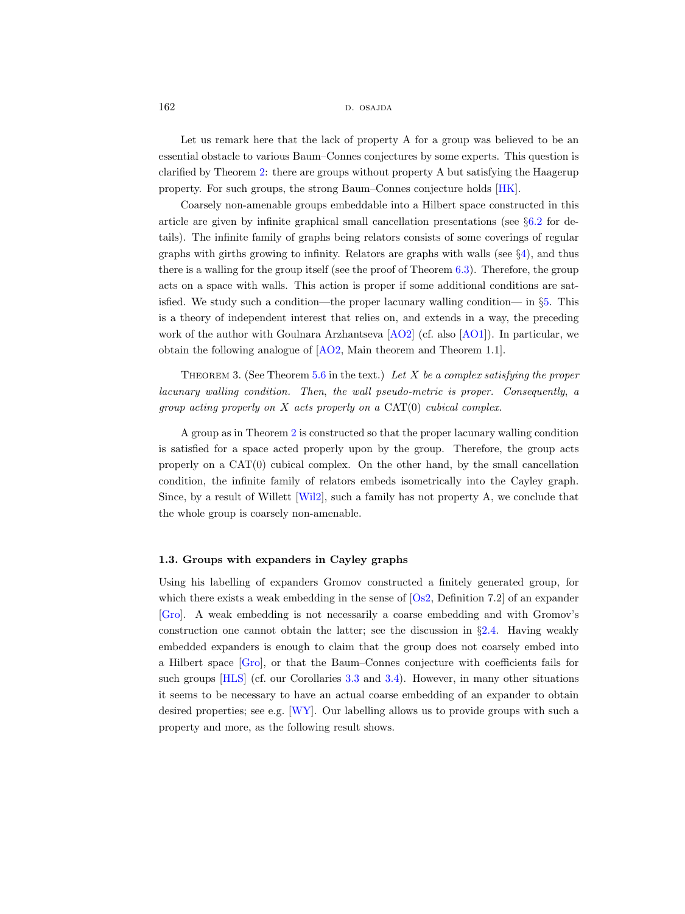Let us remark here that the lack of property A for a group was believed to be an essential obstacle to various Baum–Connes conjectures by some experts. This question is clarified by Theorem 2: there are groups without property A but satisfying the Haagerup property. For such groups, the strong Baum–Connes conjecture holds [HK].

Coarsely non-amenable groups embeddable into a Hilbert space constructed in this article are given by infinite graphical small cancellation presentations (see §6.2 for details). The infinite family of graphs being relators consists of some coverings of regular graphs with girths growing to infinity. Relators are graphs with walls (see §4), and thus there is a walling for the group itself (see the proof of Theorem 6.3). Therefore, the group acts on a space with walls. This action is proper if some additional conditions are satisfied. We study such a condition—the proper lacunary walling condition— in §5. This is a theory of independent interest that relies on, and extends in a way, the preceding work of the author with Goulnara Arzhantseva [AO2] (cf. also [AO1]). In particular, we obtain the following analogue of [AO2, Main theorem and Theorem 1.1].

Theorem 3. (See Theorem 5.6 in the text.) *Let $X$ be a complex satisfying the proper lacunary walling condition. Then, the wall pseudo-metric is proper. Consequently, a group acting properly on $X$ acts properly on a* $\mathrm{CAT}(0)$ *cubical complex.*

A group as in Theorem 2 is constructed so that the proper lacunary walling condition is satisfied for a space acted properly upon by the group. Therefore, the group acts properly on a $\mathrm{CAT}(0)$ cubical complex. On the other hand, by the small cancellation condition, the infinite family of relators embeds isometrically into the Cayley graph. Since, by a result of Willett [Wil2], such a family has not property A, we conclude that the whole group is coarsely non-amenable.

### 1.3. Groups with expanders in Cayley graphs

Using his labelling of expanders Gromov constructed a finitely generated group, for which there exists a weak embedding in the sense of [Os2, Definition 7.2] of an expander [Gro]. A weak embedding is not necessarily a coarse embedding and with Gromov's construction one cannot obtain the latter; see the discussion in §2.4. Having weakly embedded expanders is enough to claim that the group does not coarsely embed into a Hilbert space [Gro], or that the Baum–Connes conjecture with coefficients fails for such groups [HLS] (cf. our Corollaries 3.3 and 3.4). However, in many other situations it seems to be necessary to have an actual coarse embedding of an expander to obtain desired properties; see e.g. [WY]. Our labelling allows us to provide groups with such a property and more, as the following result shows.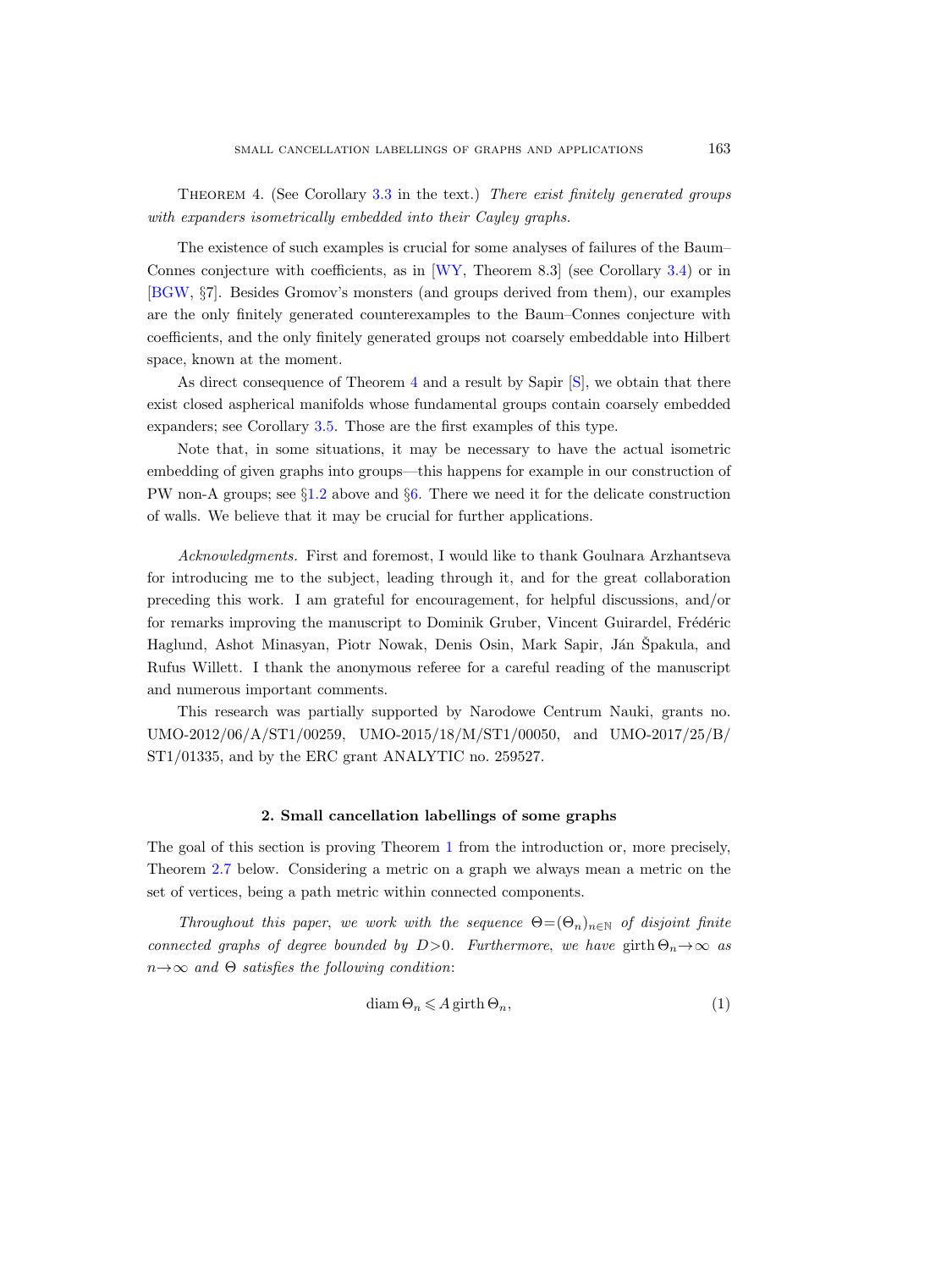Theorem 4. (See Corollary 3.3 in the text.) *There exist finitely generated groups with expanders isometrically embedded into their Cayley graphs.*

The existence of such examples is crucial for some analyses of failures of the Baum–Connes conjecture with coefficients, as in [WY, Theorem 8.3] (see Corollary 3.4) or in [BGW, §7]. Besides Gromov's monsters (and groups derived from them), our examples are the only finitely generated counterexamples to the Baum–Connes conjecture with coefficients, and the only finitely generated groups not coarsely embeddable into Hilbert space, known at the moment.

As direct consequence of Theorem 4 and a result by Sapir [S], we obtain that there exist closed aspherical manifolds whose fundamental groups contain coarsely embedded expanders; see Corollary 3.5. Those are the first examples of this type.

Note that, in some situations, it may be necessary to have the actual isometric embedding of given graphs into groups—this happens for example in our construction of PW non-A groups; see §1.2 above and §6. There we need it for the delicate construction of walls. We believe that it may be crucial for further applications.

*Acknowledgments.* First and foremost, I would like to thank Goulnara Arzhantseva for introducing me to the subject, leading through it, and for the great collaboration preceding this work. I am grateful for encouragement, for helpful discussions, and/or for remarks improving the manuscript to Dominik Gruber, Vincent Guirardel, Frédéric Haglund, Ashot Minasyan, Piotr Nowak, Denis Osin, Mark Sapir, Ján Špakula, and Rufus Willett. I thank the anonymous referee for a careful reading of the manuscript and numerous important comments.

This research was partially supported by Narodowe Centrum Nauki, grants no. UMO-2012/06/A/ST1/00259, UMO-2015/18/M/ST1/00050, and UMO-2017/25/B/ST1/01335, and by the ERC grant ANALYTIC no. 259527.

## 2. Small cancellation labellings of some graphs

The goal of this section is proving Theorem 1 from the introduction or, more precisely, Theorem 2.7 below. Considering a metric on a graph we always mean a metric on the set of vertices, being a path metric within connected components.

*Throughout this paper, we work with the sequence* $\Theta=(\Theta_n)_{n\in\mathbb{N}}$ *of disjoint finite connected graphs of degree bounded by* $D>0$. *Furthermore, we have* $\operatorname{girth}\Theta_n\to\infty$ *as* $n\to\infty$ *and* $\Theta$ *satisfies the following condition*:

$$\operatorname{diam}\Theta_n \leqslant A\operatorname{girth}\Theta_n, \tag{1}$$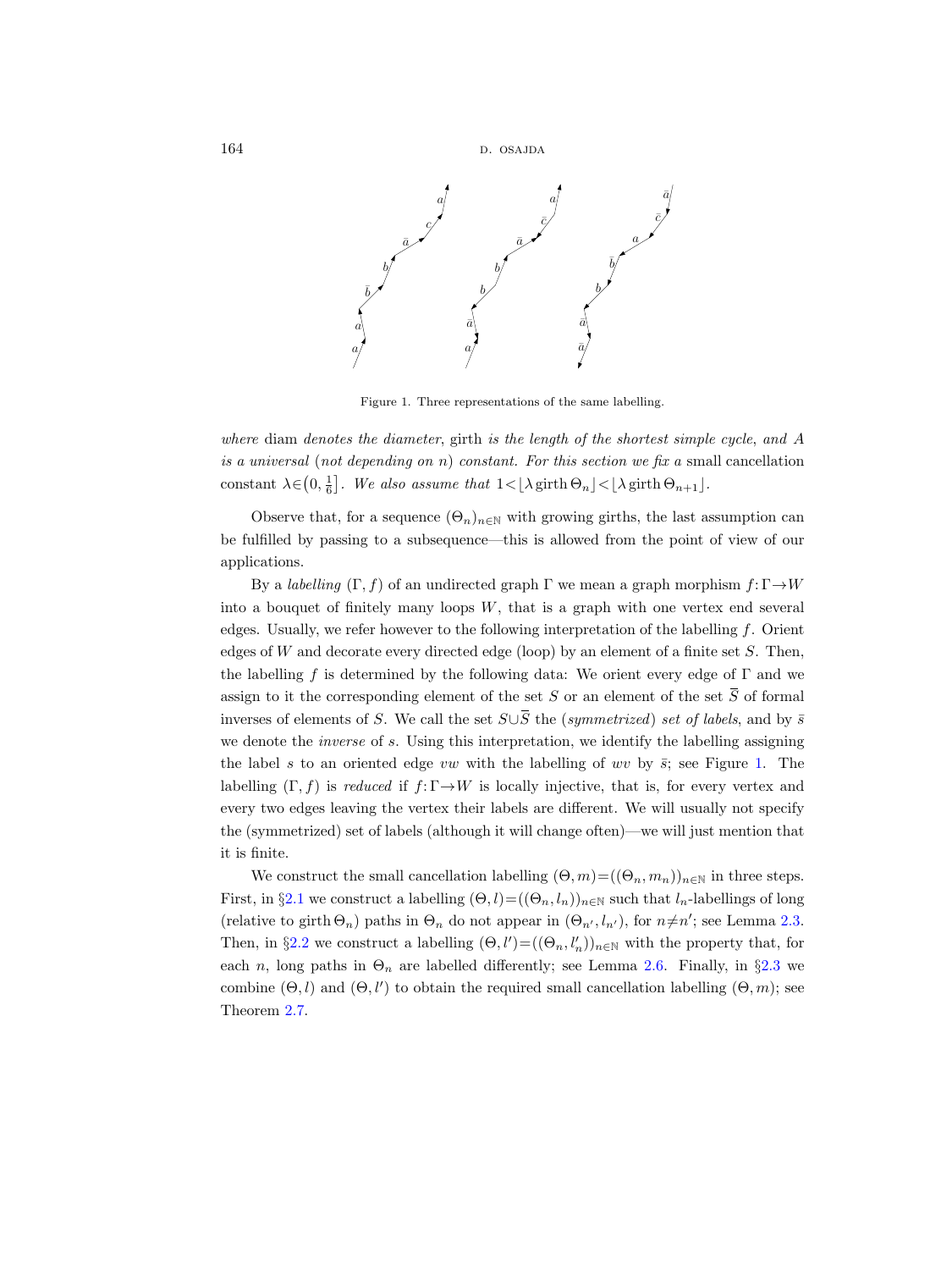Figure 1. Three representations of the same labelling.

*where* diam *denotes the diameter*, girth *is the length of the shortest simple cycle*, *and* $A$ *is a universal* (*not depending on* $n$) *constant. For this section we fix a* small cancellation constant $\lambda \in \left(0, \frac{1}{6}\right]$. *We also assume that* $1 < \lfloor \lambda \operatorname{girth} \Theta_n \rfloor < \lfloor \lambda \operatorname{girth} \Theta_{n+1} \rfloor$.

Observe that, for a sequence $(\Theta_n)_{n\in\mathbb{N}}$ with growing girths, the last assumption can be fulfilled by passing to a subsequence—this is allowed from the point of view of our applications.

By a *labelling* $(\Gamma, f)$ of an undirected graph $\Gamma$ we mean a graph morphism $f\colon \Gamma \to W$ into a bouquet of finitely many loops $W$, that is a graph with one vertex end several edges. Usually, we refer however to the following interpretation of the labelling $f$. Orient edges of $W$ and decorate every directed edge (loop) by an element of a finite set $S$. Then, the labelling $f$ is determined by the following data: We orient every edge of $\Gamma$ and we assign to it the corresponding element of the set $S$ or an element of the set $\overline{S}$ of formal inverses of elements of $S$. We call the set $S \cup \overline{S}$ the (*symmetrized*) *set of labels*, and by $\bar{s}$ we denote the *inverse* of $s$. Using this interpretation, we identify the labelling assigning the label $s$ to an oriented edge $vw$ with the labelling of $wv$ by $\bar{s}$; see Figure 1. The labelling $(\Gamma, f)$ is *reduced* if $f\colon \Gamma \to W$ is locally injective, that is, for every vertex and every two edges leaving the vertex their labels are different. We will usually not specify the (symmetrized) set of labels (although it will change often)—we will just mention that it is finite.

We construct the small cancellation labelling $(\Theta, m) = ((\Theta_n, m_n))_{n\in\mathbb{N}}$ in three steps. First, in §2.1 we construct a labelling $(\Theta, l) = ((\Theta_n, l_n))_{n\in\mathbb{N}}$ such that $l_n$-labellings of long (relative to girth $\Theta_n$) paths in $\Theta_n$ do not appear in $(\Theta_{n'}, l_{n'})$, for $n \neq n'$; see Lemma 2.3. Then, in §2.2 we construct a labelling $(\Theta, l') = ((\Theta_n, l'_n))_{n\in\mathbb{N}}$ with the property that, for each $n$, long paths in $\Theta_n$ are labelled differently; see Lemma 2.6. Finally, in §2.3 we combine $(\Theta, l)$ and $(\Theta, l')$ to obtain the required small cancellation labelling $(\Theta, m)$; see Theorem 2.7.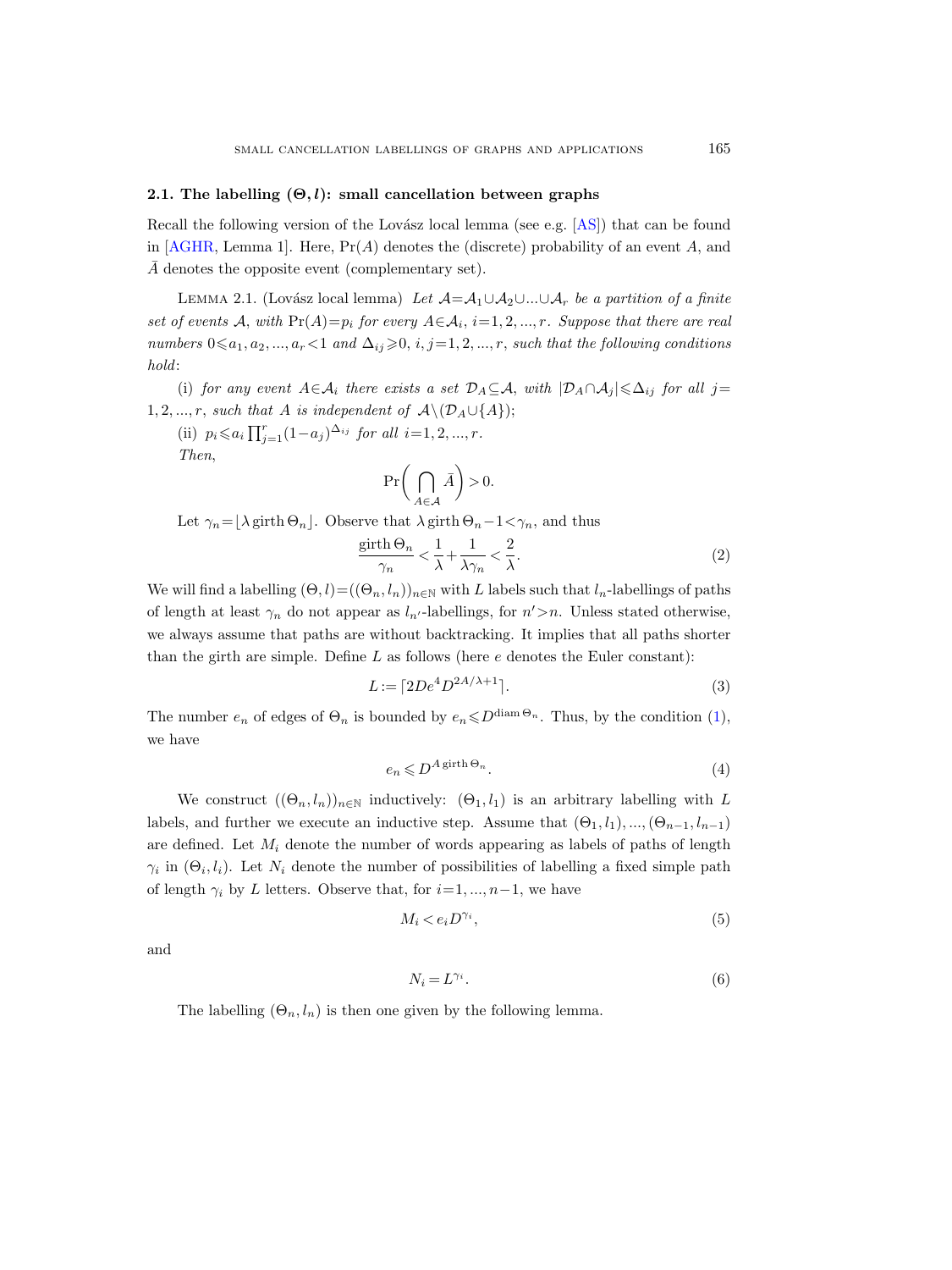### 2.1. The labelling $(\Theta, l)$: small cancellation between graphs

Recall the following version of the Lovász local lemma (see e.g. [AS]) that can be found in [AGHR, Lemma 1]. Here, $\Pr(A)$ denotes the (discrete) probability of an event $A$, and $\bar{A}$ denotes the opposite event (complementary set).

Lemma 2.1. (Lovász local lemma) *Let $\mathcal{A}=\mathcal{A}_1\cup\mathcal{A}_2\cup...\cup\mathcal{A}_r$ be a partition of a finite set of events $\mathcal{A}$, with $\Pr(A)=p_i$ for every $A\in\mathcal{A}_i$, $i=1,2,...,r$. Suppose that there are real numbers $0\leqslant a_1, a_2, ..., a_r<1$ and $\Delta_{ij}\geqslant 0$, $i,j=1,2,...,r$, such that the following conditions hold*:

(i) *for any event $A\in\mathcal{A}_i$ there exists a set $\mathcal{D}_A\subseteq\mathcal{A}$, with $|\mathcal{D}_A\cap\mathcal{A}_j|\leqslant\Delta_{ij}$ for all $j=1,2,...,r$, such that $A$ is independent of $\mathcal{A}\setminus(\mathcal{D}_A\cup\{A\})$*;

(ii) *$p_i\leqslant a_i\prod_{j=1}^{r}(1-a_j)^{\Delta_{ij}}$ for all $i=1,2,...,r$.*

*Then,*

$$\Pr\biggl(\bigcap_{A\in\mathcal{A}}\bar{A}\biggr)>0.$$

Let $\gamma_n=\lfloor\lambda\operatorname{girth}\Theta_n\rfloor$. Observe that $\lambda\operatorname{girth}\Theta_n-1<\gamma_n$, and thus

$$\frac{\operatorname{girth}\Theta_n}{\gamma_n}<\frac{1}{\lambda}+\frac{1}{\lambda\gamma_n}<\frac{2}{\lambda}. \tag{2}$$

We will find a labelling $(\Theta,l)=((\Theta_n,l_n))_{n\in\mathbb{N}}$ with $L$ labels such that $l_n$-labellings of paths of length at least $\gamma_n$ do not appear as $l_{n'}$-labellings, for $n'>n$. Unless stated otherwise, we always assume that paths are without backtracking. It implies that all paths shorter than the girth are simple. Define $L$ as follows (here $e$ denotes the Euler constant):

$$L:=\lceil 2De^4D^{2A/\lambda+1}\rceil. \tag{3}$$

The number $e_n$ of edges of $\Theta_n$ is bounded by $e_n\leqslant D^{\operatorname{diam}\Theta_n}$. Thus, by the condition (1), we have

$$e_n\leqslant D^{A\operatorname{girth}\Theta_n}. \tag{4}$$

We construct $((\Theta_n,l_n))_{n\in\mathbb{N}}$ inductively: $(\Theta_1,l_1)$ is an arbitrary labelling with $L$ labels, and further we execute an inductive step. Assume that $(\Theta_1,l_1),...,(\Theta_{n-1},l_{n-1})$ are defined. Let $M_i$ denote the number of words appearing as labels of paths of length $\gamma_i$ in $(\Theta_i,l_i)$. Let $N_i$ denote the number of possibilities of labelling a fixed simple path of length $\gamma_i$ by $L$ letters. Observe that, for $i=1,...,n-1$, we have

$$M_i<e_iD^{\gamma_i}, \tag{5}$$

and

$$N_i=L^{\gamma_i}. \tag{6}$$

The labelling $(\Theta_n,l_n)$ is then one given by the following lemma.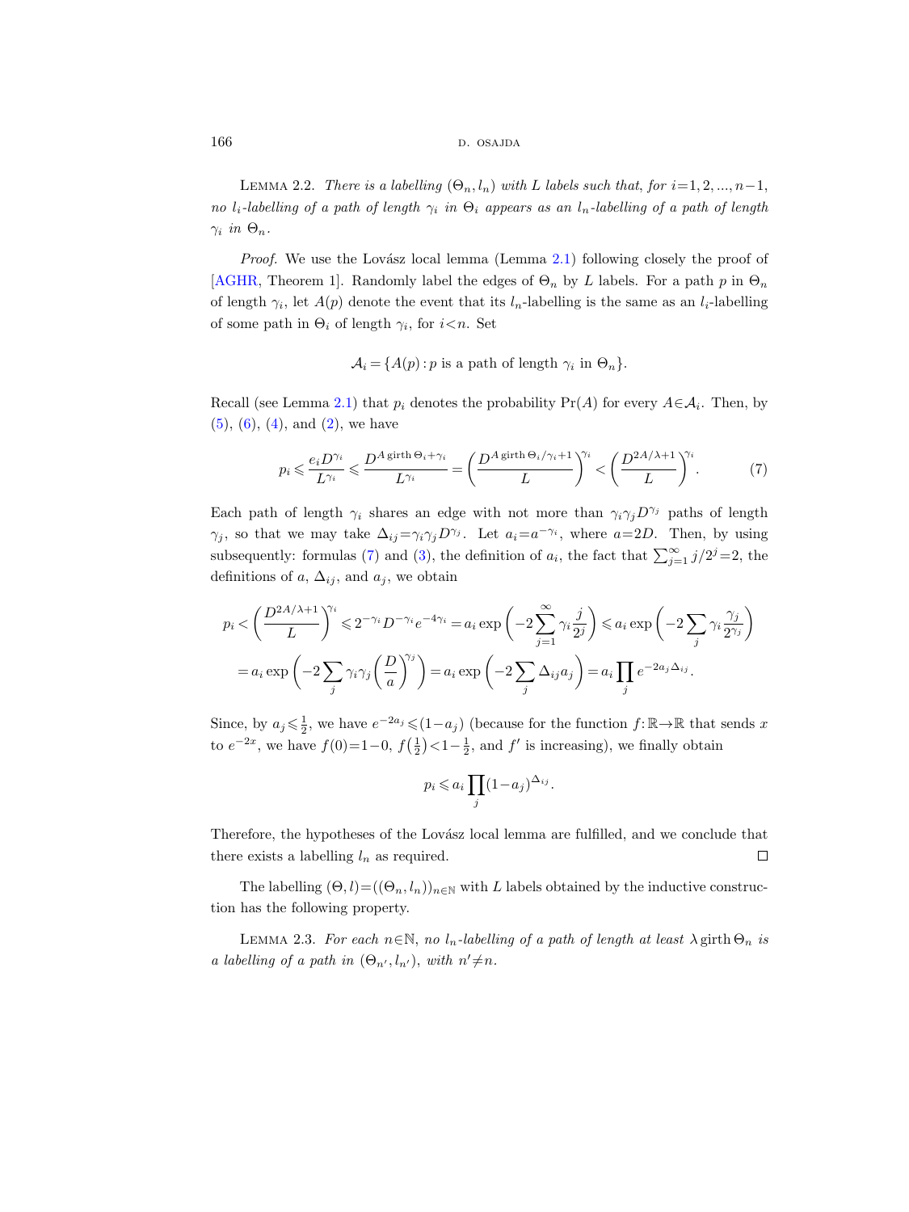LEMMA 2.2. *There is a labelling* $(\Theta_n, l_n)$ *with* $L$ *labels such that, for* $i=1,2,...,n-1$, *no* $l_i$*-labelling of a path of length* $\gamma_i$ *in* $\Theta_i$ *appears as an* $l_n$*-labelling of a path of length* $\gamma_i$ *in* $\Theta_n$.

*Proof.* We use the Lovász local lemma (Lemma 2.1) following closely the proof of [AGHR, Theorem 1]. Randomly label the edges of $\Theta_n$ by $L$ labels. For a path $p$ in $\Theta_n$ of length $\gamma_i$, let $A(p)$ denote the event that its $l_n$-labelling is the same as an $l_i$-labelling of some path in $\Theta_i$ of length $\gamma_i$, for $i<n$. Set

$$\mathcal{A}_i = \{A(p) : p \text{ is a path of length } \gamma_i \text{ in } \Theta_n\}.$$

Recall (see Lemma 2.1) that $p_i$ denotes the probability $\Pr(A)$ for every $A \in \mathcal{A}_i$. Then, by (5), (6), (4), and (2), we have

$$p_i \leqslant \frac{e_i D^{\gamma_i}}{L^{\gamma_i}} \leqslant \frac{D^{A \operatorname{girth} \Theta_i + \gamma_i}}{L^{\gamma_i}} = \left(\frac{D^{A \operatorname{girth} \Theta_i/\gamma_i + 1}}{L}\right)^{\gamma_i} < \left(\frac{D^{2A/\lambda+1}}{L}\right)^{\gamma_i}. \tag{7}$$

Each path of length $\gamma_i$ shares an edge with not more than $\gamma_i \gamma_j D^{\gamma_j}$ paths of length $\gamma_j$, so that we may take $\Delta_{ij} = \gamma_i \gamma_j D^{\gamma_j}$. Let $a_i = a^{-\gamma_i}$, where $a = 2D$. Then, by using subsequently: formulas (7) and (3), the definition of $a_i$, the fact that $\sum_{j=1}^{\infty} j/2^j = 2$, the definitions of $a$, $\Delta_{ij}$, and $a_j$, we obtain

$$\begin{aligned}
p_i &< \left(\frac{D^{2A/\lambda+1}}{L}\right)^{\gamma_i} \leqslant 2^{-\gamma_i} D^{-\gamma_i} e^{-4\gamma_i} = a_i \exp\left(-2 \sum_{j=1}^{\infty} \gamma_i \frac{j}{2^j}\right) \leqslant a_i \exp\left(-2 \sum_j \gamma_i \frac{\gamma_j}{2^{\gamma_j}}\right) \\
&= a_i \exp\left(-2 \sum_j \gamma_i \gamma_j \left(\frac{D}{a}\right)^{\gamma_j}\right) = a_i \exp\left(-2 \sum_j \Delta_{ij} a_j\right) = a_i \prod_j e^{-2a_j \Delta_{ij}}.
\end{aligned}$$

Since, by $a_j \leqslant \frac{1}{2}$, we have $e^{-2a_j} \leqslant (1-a_j)$ (because for the function $f\colon \mathbb{R} \to \mathbb{R}$ that sends $x$ to $e^{-2x}$, we have $f(0) = 1-0$, $f\left(\frac{1}{2}\right) < 1 - \frac{1}{2}$, and $f'$ is increasing), we finally obtain

$$p_i \leqslant a_i \prod_j (1-a_j)^{\Delta_{ij}}.$$

Therefore, the hypotheses of the Lovász local lemma are fulfilled, and we conclude that there exists a labelling $l_n$ as required. $\square$

The labelling $(\Theta, l) = ((\Theta_n, l_n))_{n \in \mathbb{N}}$ with $L$ labels obtained by the inductive construction has the following property.

LEMMA 2.3. *For each* $n \in \mathbb{N}$, *no* $l_n$*-labelling of a path of length at least* $\lambda \operatorname{girth} \Theta_n$ *is a labelling of a path in* $(\Theta_{n'}, l_{n'})$, *with* $n' \neq n$.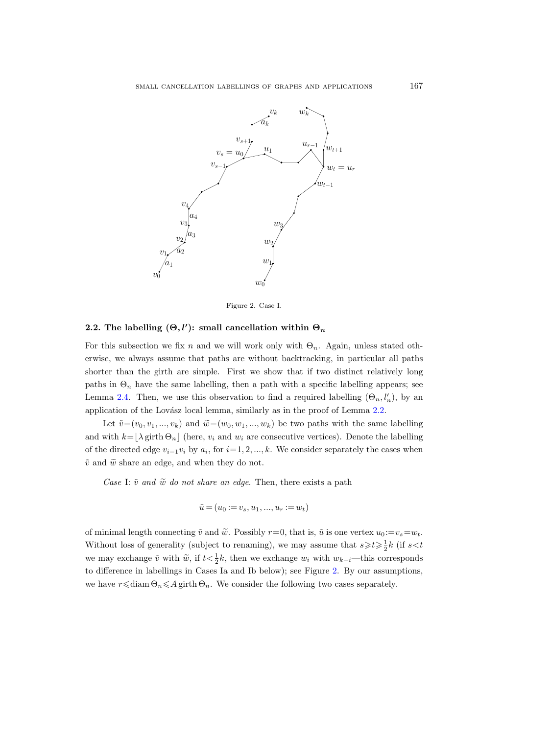Figure 2. Case I.

### 2.2. The labelling $(\Theta, l')$: small cancellation within $\Theta_n$

For this subsection we fix $n$ and we will work only with $\Theta_n$. Again, unless stated otherwise, we always assume that paths are without backtracking, in particular all paths shorter than the girth are simple. First we show that if two distinct relatively long paths in $\Theta_n$ have the same labelling, then a path with a specific labelling appears; see Lemma 2.4. Then, we use this observation to find a required labelling $(\Theta_n, l'_n)$, by an application of the Lovász local lemma, similarly as in the proof of Lemma 2.2.

Let $\tilde{v}=(v_0, v_1, ..., v_k)$ and $\widetilde{w}=(w_0, w_1, ..., w_k)$ be two paths with the same labelling and with $k=\lfloor \lambda \operatorname{girth} \Theta_n \rfloor$ (here, $v_i$ and $w_i$ are consecutive vertices). Denote the labelling of the directed edge $v_{i-1}v_i$ by $a_i$, for $i=1, 2, ..., k$. We consider separately the cases when $\tilde{v}$ and $\widetilde{w}$ share an edge, and when they do not.

*Case* I: *$\tilde{v}$ and $\widetilde{w}$ do not share an edge.* Then, there exists a path

$$\tilde{u}=(u_0 := v_s, u_1, ..., u_r := w_t)$$

of minimal length connecting $\tilde{v}$ and $\widetilde{w}$. Possibly $r=0$, that is, $\tilde{u}$ is one vertex $u_0 := v_s = w_t$. Without loss of generality (subject to renaming), we may assume that $s \geqslant t \geqslant \frac{1}{2}k$ (if $s<t$ we may exchange $\tilde{v}$ with $\widetilde{w}$, if $t<\frac{1}{2}k$, then we exchange $w_i$ with $w_{k-i}$—this corresponds to difference in labellings in Cases Ia and Ib below); see Figure 2. By our assumptions, we have $r \leqslant \operatorname{diam} \Theta_n \leqslant A \operatorname{girth} \Theta_n$. We consider the following two cases separately.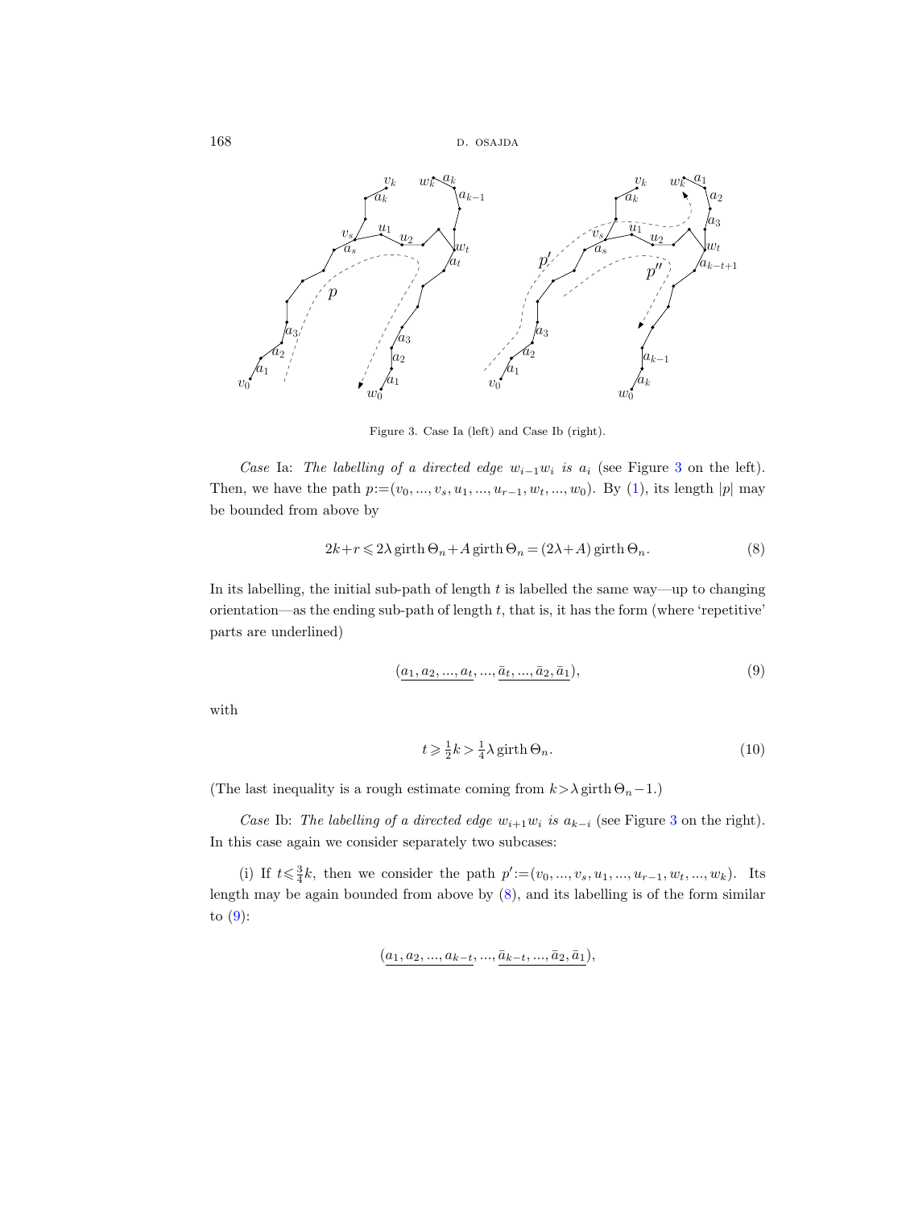Figure 3. Case Ia (left) and Case Ib (right).

*Case* Ia: *The labelling of a directed edge* $w_{i-1}w_i$ *is* $a_i$ (see Figure 3 on the left). Then, we have the path $p:=(v_0,...,v_s,u_1,...,u_{r-1},w_t,...,w_0)$. By (1), its length $|p|$ may be bounded from above by

$$2k+r \leqslant 2\lambda \operatorname{girth}\Theta_n + A \operatorname{girth}\Theta_n = (2\lambda+A)\operatorname{girth}\Theta_n. \tag{8}$$

In its labelling, the initial sub-path of length $t$ is labelled the same way—up to changing orientation—as the ending sub-path of length $t$, that is, it has the form (where 'repetitive' parts are underlined)

$$(\underline{a_1,a_2,...,a_t},...,\underline{\bar{a}_t,...,\bar{a}_2,\bar{a}_1}), \tag{9}$$

with

$$t \geqslant \tfrac{1}{2}k > \tfrac{1}{4}\lambda \operatorname{girth}\Theta_n. \tag{10}$$

(The last inequality is a rough estimate coming from $k > \lambda \operatorname{girth}\Theta_n - 1$.)

*Case* Ib: *The labelling of a directed edge* $w_{i+1}w_i$ *is* $a_{k-i}$ (see Figure 3 on the right). In this case again we consider separately two subcases:

(i) If $t \leqslant \frac{3}{4}k$, then we consider the path $p':=(v_0,...,v_s,u_1,...,u_{r-1},w_t,...,w_k)$. Its length may be again bounded from above by (8), and its labelling is of the form similar to (9):

$$(\underline{a_1,a_2,...,a_{k-t}},...,\underline{\bar{a}_{k-t},...,\bar{a}_2,\bar{a}_1}),$$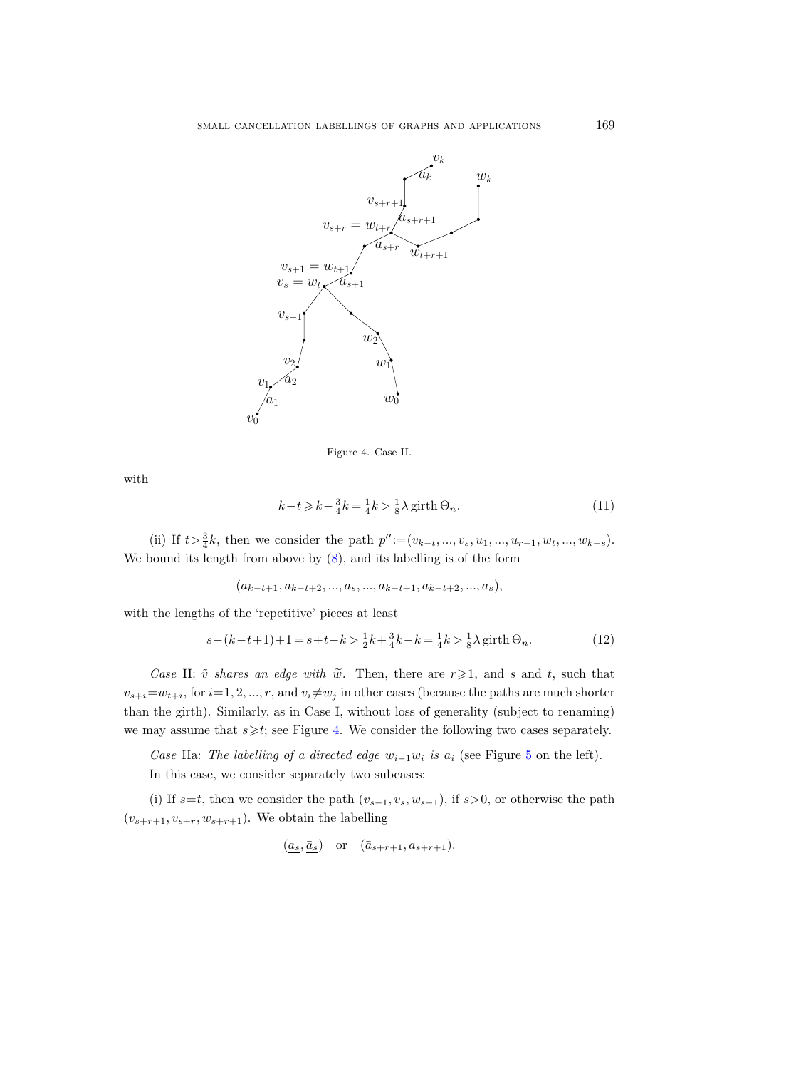Figure 4. Case II.

with

$$k-t \geqslant k-\tfrac{3}{4}k = \tfrac{1}{4}k > \tfrac{1}{8}\lambda \operatorname{girth} \Theta_n. \tag{11}$$

(ii) If $t > \frac{3}{4}k$, then we consider the path $p'' := (v_{k-t}, ..., v_s, u_1, ..., u_{r-1}, w_t, ..., w_{k-s})$. We bound its length from above by (8), and its labelling is of the form

$$(\underline{a_{k-t+1}, a_{k-t+2}, ..., a_s}, ..., \underline{a_{k-t+1}, a_{k-t+2}, ..., a_s}),$$

with the lengths of the 'repetitive' pieces at least

$$s-(k-t+1)+1 = s+t-k > \tfrac{1}{2}k + \tfrac{3}{4}k - k = \tfrac{1}{4}k > \tfrac{1}{8}\lambda \operatorname{girth} \Theta_n. \tag{12}$$

*Case* II: *$\tilde{v}$ shares an edge with $\widetilde{w}$.* Then, there are $r \geqslant 1$, and $s$ and $t$, such that $v_{s+i} = w_{t+i}$, for $i = 1, 2, ..., r$, and $v_i \neq w_j$ in other cases (because the paths are much shorter than the girth). Similarly, as in Case I, without loss of generality (subject to renaming) we may assume that $s \geqslant t$; see Figure 4. We consider the following two cases separately.

*Case* IIa: *The labelling of a directed edge $w_{i-1}w_i$ is $a_i$* (see Figure 5 on the left).

In this case, we consider separately two subcases:

(i) If $s = t$, then we consider the path $(v_{s-1}, v_s, w_{s-1})$, if $s > 0$, or otherwise the path $(v_{s+r+1}, v_{s+r}, w_{s+r+1})$. We obtain the labelling

$$(\underline{a_s}, \underline{\bar{a}_s}) \quad \text{or} \quad (\underline{\bar{a}_{s+r+1}}, \underline{a_{s+r+1}}).$$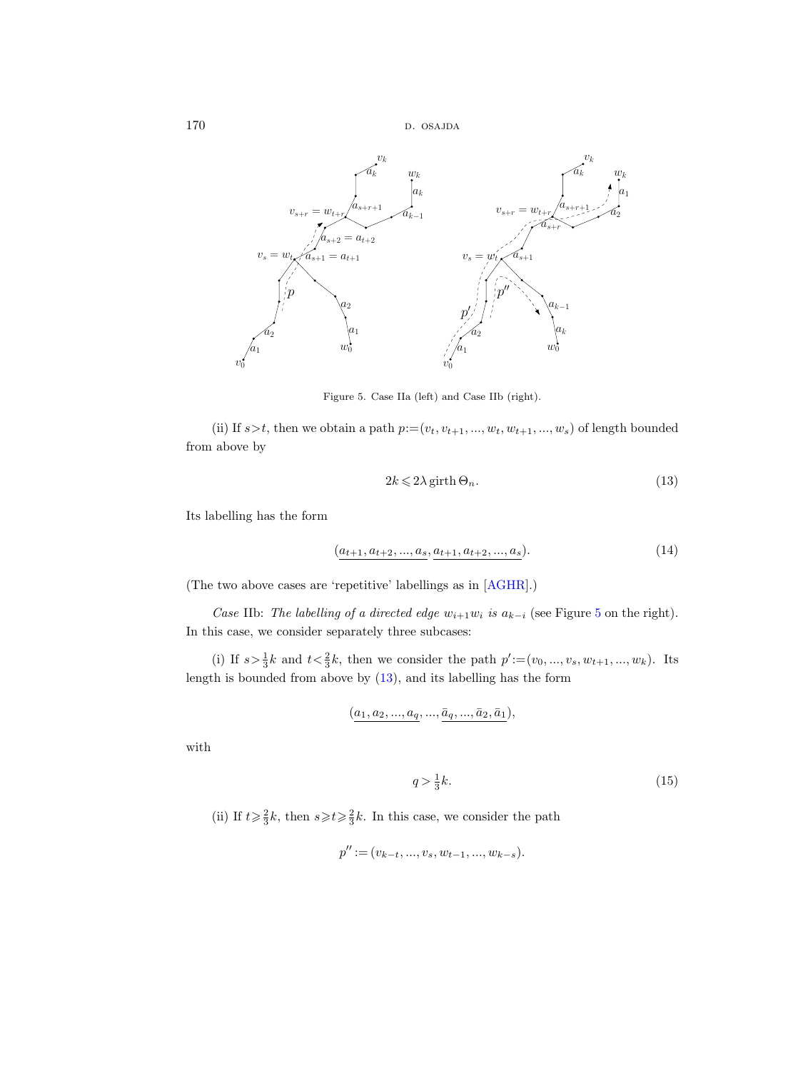Figure 5. Case IIa (left) and Case IIb (right).

(ii) If $s>t$, then we obtain a path $p:=(v_t, v_{t+1}, ..., w_t, w_{t+1}, ..., w_s)$ of length bounded from above by

$$2k \leqslant 2\lambda \operatorname{girth} \Theta_n. \tag{13}$$

Its labelling has the form

$$(\underline{a_{t+1}, a_{t+2}, ..., a_s}, \underline{a_{t+1}, a_{t+2}, ..., a_s}). \tag{14}$$

(The two above cases are 'repetitive' labellings as in [AGHR].)

*Case* IIb: *The labelling of a directed edge* $w_{i+1}w_i$ *is* $a_{k-i}$ (see Figure 5 on the right). In this case, we consider separately three subcases:

(i) If $s>\frac{1}{3}k$ and $t<\frac{2}{3}k$, then we consider the path $p':=(v_0, ..., v_s, w_{t+1}, ..., w_k)$. Its length is bounded from above by (13), and its labelling has the form

$$(\underline{a_1, a_2, ..., a_q}, ..., \underline{\bar{a}_q, ..., \bar{a}_2, \bar{a}_1}),$$

with

$$q > \tfrac{1}{3}k. \tag{15}$$

(ii) If $t \geqslant \frac{2}{3}k$, then $s \geqslant t \geqslant \frac{2}{3}k$. In this case, we consider the path

$$p'':=(v_{k-t}, ..., v_s, w_{t-1}, ..., w_{k-s}).$$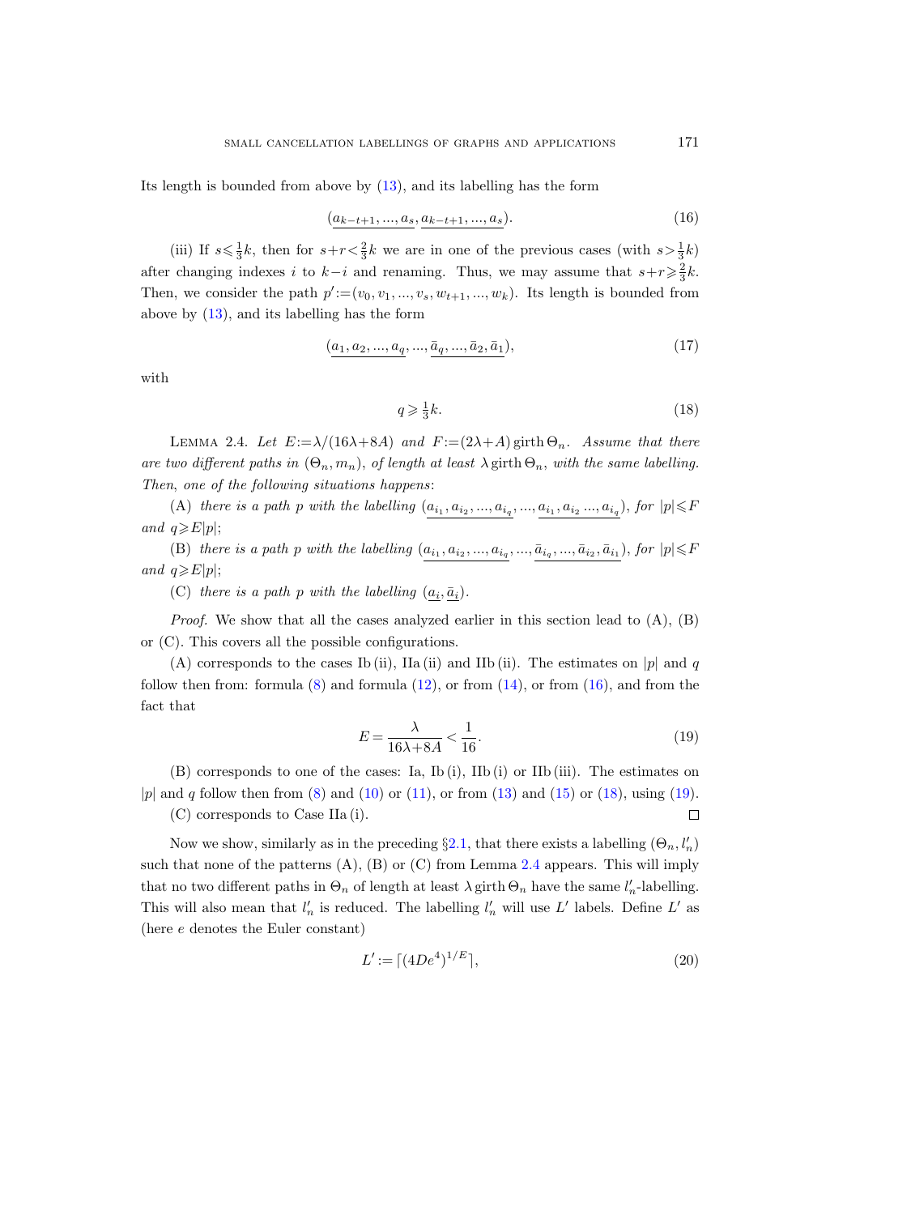Its length is bounded from above by (13), and its labelling has the form

$$(\underline{a_{k-t+1}, ..., a_s}, \underline{a_{k-t+1}, ..., a_s}). \tag{16}$$

(iii) If $s \leqslant \frac{1}{3}k$, then for $s+r < \frac{2}{3}k$ we are in one of the previous cases (with $s > \frac{1}{3}k$) after changing indexes $i$ to $k-i$ and renaming. Thus, we may assume that $s+r \geqslant \frac{2}{3}k$. Then, we consider the path $p' := (v_0, v_1, ..., v_s, w_{t+1}, ..., w_k)$. Its length is bounded from above by (13), and its labelling has the form

$$(\underline{a_1, a_2, ..., a_q}, ..., \underline{\bar{a}_q, ..., \bar{a}_2, \bar{a}_1}), \tag{17}$$

with

$$q \geqslant \tfrac{1}{3}k. \tag{18}$$

Lemma 2.4. *Let $E := \lambda/(16\lambda+8A)$ and $F := (2\lambda+A)\operatorname{girth}\Theta_n$. Assume that there are two different paths in $(\Theta_n, m_n)$, of length at least $\lambda \operatorname{girth}\Theta_n$, with the same labelling. Then, one of the following situations happens*:

(A) *there is a path $p$ with the labelling $(\underline{a_{i_1}, a_{i_2}, ..., a_{i_q}}, ..., \underline{a_{i_1}, a_{i_2} ..., a_{i_q}})$, for $|p| \leqslant F$ and $q \geqslant E|p|$*;

(B) *there is a path $p$ with the labelling $(\underline{a_{i_1}, a_{i_2}, ..., a_{i_q}}, ..., \underline{\bar{a}_{i_q}, ..., \bar{a}_{i_2}, \bar{a}_{i_1}})$, for $|p| \leqslant F$ and $q \geqslant E|p|$*;

(C) *there is a path $p$ with the labelling $(\underline{a_i}, \underline{\bar{a}_i})$.*

*Proof.* We show that all the cases analyzed earlier in this section lead to (A), (B) or (C). This covers all the possible configurations.

(A) corresponds to the cases Ib (ii), IIa (ii) and IIb (ii). The estimates on $|p|$ and $q$ follow then from: formula (8) and formula (12), or from (14), or from (16), and from the fact that

$$E = \frac{\lambda}{16\lambda+8A} < \frac{1}{16}. \tag{19}$$

(B) corresponds to one of the cases: Ia, Ib (i), IIb (i) or IIb (iii). The estimates on $|p|$ and $q$ follow then from (8) and (10) or (11), or from (13) and (15) or (18), using (19).

(C) corresponds to Case IIa (i). ∎

Now we show, similarly as in the preceding §2.1, that there exists a labelling $(\Theta_n, l'_n)$ such that none of the patterns (A), (B) or (C) from Lemma 2.4 appears. This will imply that no two different paths in $\Theta_n$ of length at least $\lambda \operatorname{girth}\Theta_n$ have the same $l'_n$-labelling. This will also mean that $l'_n$ is reduced. The labelling $l'_n$ will use $L'$ labels. Define $L'$ as (here $e$ denotes the Euler constant)

$$L' := \lceil (4De^4)^{1/E} \rceil, \tag{20}$$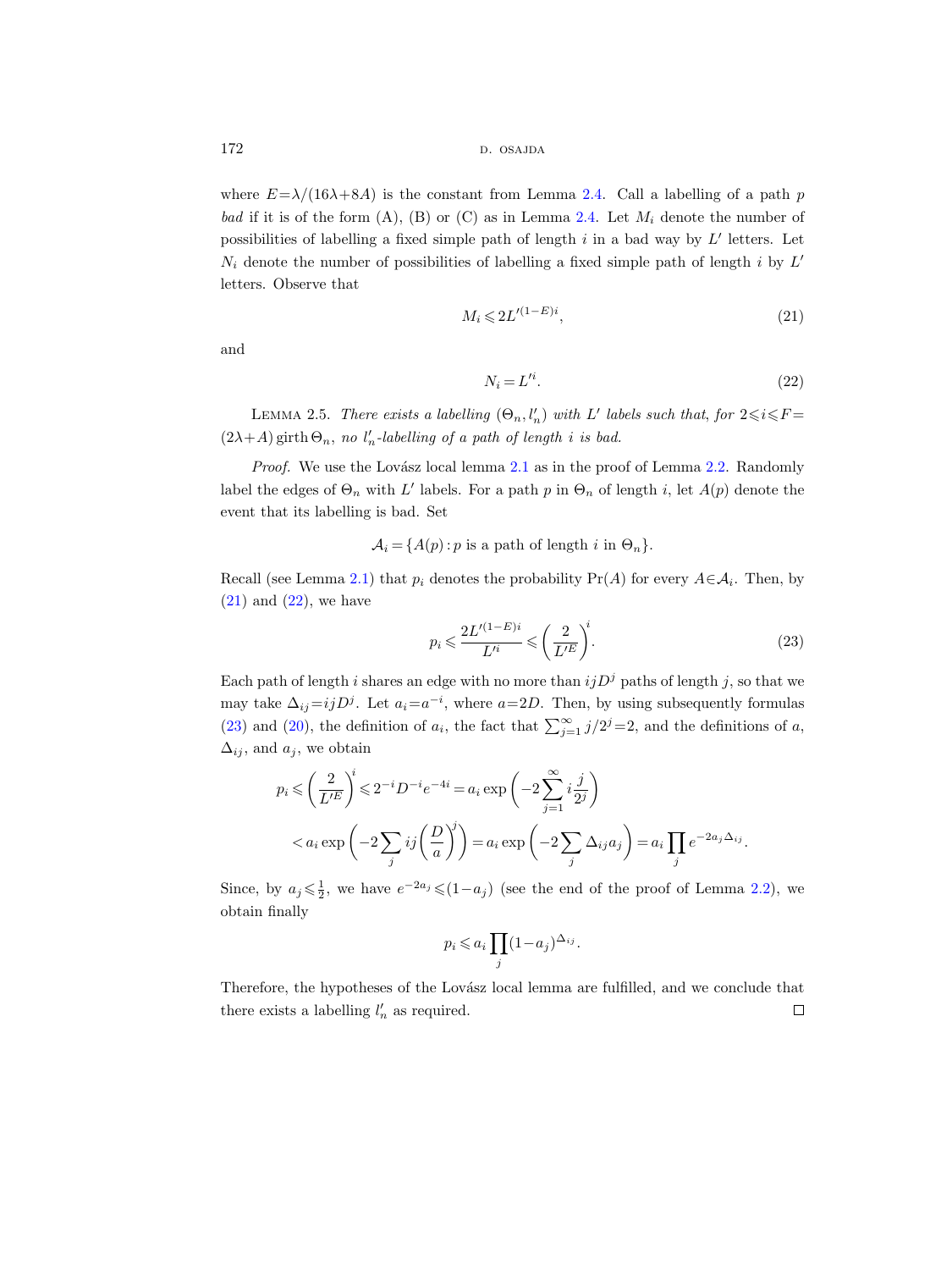where $E=\lambda/(16\lambda+8A)$ is the constant from Lemma 2.4. Call a labelling of a path $p$ *bad* if it is of the form (A), (B) or (C) as in Lemma 2.4. Let $M_i$ denote the number of possibilities of labelling a fixed simple path of length $i$ in a bad way by $L'$ letters. Let $N_i$ denote the number of possibilities of labelling a fixed simple path of length $i$ by $L'$ letters. Observe that

$$M_i \leqslant 2L'^{(1-E)i}, \tag{21}$$

and

$$N_i = L'^i. \tag{22}$$

LEMMA 2.5. *There exists a labelling $(\Theta_n, l'_n)$ with $L'$ labels such that, for $2\leqslant i\leqslant F=(2\lambda+A)\,\mathrm{girth}\,\Theta_n$, no $l'_n$-labelling of a path of length $i$ is bad.*

*Proof.* We use the Lovász local lemma 2.1 as in the proof of Lemma 2.2. Randomly label the edges of $\Theta_n$ with $L'$ labels. For a path $p$ in $\Theta_n$ of length $i$, let $A(p)$ denote the event that its labelling is bad. Set

$$\mathcal{A}_i = \{A(p) : p \text{ is a path of length } i \text{ in } \Theta_n\}.$$

Recall (see Lemma 2.1) that $p_i$ denotes the probability $\Pr(A)$ for every $A\in\mathcal{A}_i$. Then, by (21) and (22), we have

$$p_i \leqslant \frac{2L'^{(1-E)i}}{L'^i} \leqslant \left(\frac{2}{L'^E}\right)^i. \tag{23}$$

Each path of length $i$ shares an edge with no more than $ijD^j$ paths of length $j$, so that we may take $\Delta_{ij}=ijD^j$. Let $a_i=a^{-i}$, where $a=2D$. Then, by using subsequently formulas (23) and (20), the definition of $a_i$, the fact that $\sum_{j=1}^{\infty} j/2^j=2$, and the definitions of $a$, $\Delta_{ij}$, and $a_j$, we obtain

$$\begin{aligned}
p_i &\leqslant \left(\frac{2}{L'^E}\right)^i \leqslant 2^{-i}D^{-i}e^{-4i} = a_i \exp\left(-2\sum_{j=1}^{\infty} i\frac{j}{2^j}\right) \\
&< a_i \exp\left(-2\sum_j ij\left(\frac{D}{a}\right)^j\right) = a_i \exp\left(-2\sum_j \Delta_{ij}a_j\right) = a_i \prod_j e^{-2a_j\Delta_{ij}}.
\end{aligned}$$

Since, by $a_j\leqslant\frac{1}{2}$, we have $e^{-2a_j}\leqslant(1-a_j)$ (see the end of the proof of Lemma 2.2), we obtain finally

$$p_i \leqslant a_i \prod_j (1-a_j)^{\Delta_{ij}}.$$

Therefore, the hypotheses of the Lovász local lemma are fulfilled, and we conclude that there exists a labelling $l'_n$ as required. $\square$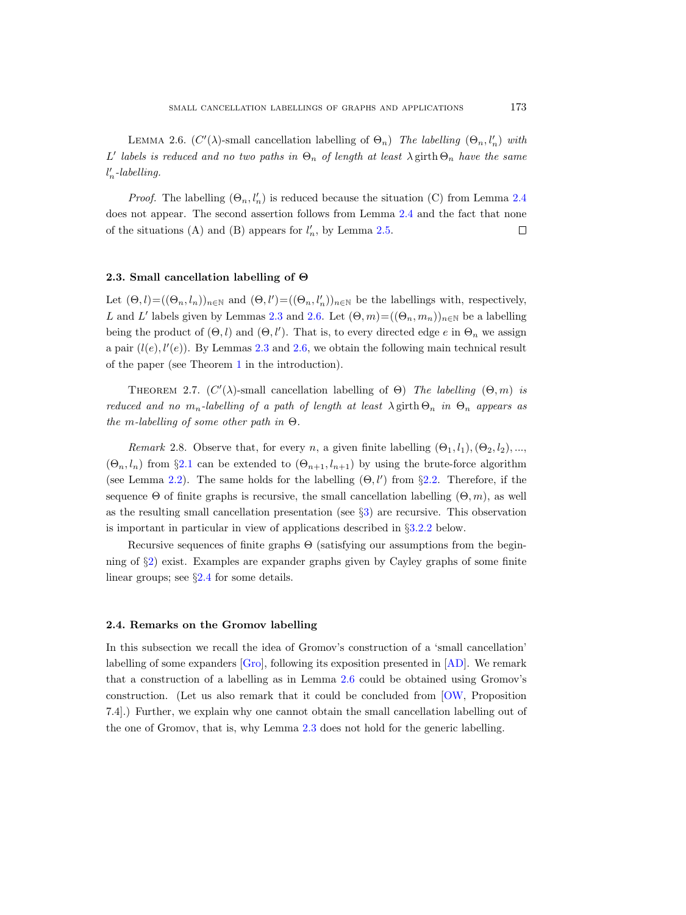Lemma 2.6. ($C'(\lambda)$-small cancellation labelling of $\Theta_n$) *The labelling* $(\Theta_n, l'_n)$ *with* $L'$ *labels is reduced and no two paths in* $\Theta_n$ *of length at least* $\lambda \operatorname{girth} \Theta_n$ *have the same* $l'_n$*-labelling.*

*Proof.* The labelling $(\Theta_n, l'_n)$ is reduced because the situation (C) from Lemma 2.4 does not appear. The second assertion follows from Lemma 2.4 and the fact that none of the situations (A) and (B) appears for $l'_n$, by Lemma 2.5. □

### 2.3. Small cancellation labelling of Θ

Let $(\Theta, l) = ((\Theta_n, l_n))_{n \in \mathbb{N}}$ and $(\Theta, l') = ((\Theta_n, l'_n))_{n \in \mathbb{N}}$ be the labellings with, respectively, $L$ and $L'$ labels given by Lemmas 2.3 and 2.6. Let $(\Theta, m) = ((\Theta_n, m_n))_{n \in \mathbb{N}}$ be a labelling being the product of $(\Theta, l)$ and $(\Theta, l')$. That is, to every directed edge $e$ in $\Theta_n$ we assign a pair $(l(e), l'(e))$. By Lemmas 2.3 and 2.6, we obtain the following main technical result of the paper (see Theorem 1 in the introduction).

Theorem 2.7. ($C'(\lambda)$-small cancellation labelling of $\Theta$) *The labelling* $(\Theta, m)$ *is reduced and no* $m_n$*-labelling of a path of length at least* $\lambda \operatorname{girth} \Theta_n$ *in* $\Theta_n$ *appears as the* $m$*-labelling of some other path in* $\Theta$.

*Remark* 2.8. Observe that, for every $n$, a given finite labelling $(\Theta_1, l_1), (\Theta_2, l_2), ..., (\Theta_n, l_n)$ from §2.1 can be extended to $(\Theta_{n+1}, l_{n+1})$ by using the brute-force algorithm (see Lemma 2.2). The same holds for the labelling $(\Theta, l')$ from §2.2. Therefore, if the sequence $\Theta$ of finite graphs is recursive, the small cancellation labelling $(\Theta, m)$, as well as the resulting small cancellation presentation (see §3) are recursive. This observation is important in particular in view of applications described in §3.2.2 below.

Recursive sequences of finite graphs $\Theta$ (satisfying our assumptions from the beginning of §2) exist. Examples are expander graphs given by Cayley graphs of some finite linear groups; see §2.4 for some details.

### 2.4. Remarks on the Gromov labelling

In this subsection we recall the idea of Gromov's construction of a 'small cancellation' labelling of some expanders [Gro], following its exposition presented in [AD]. We remark that a construction of a labelling as in Lemma 2.6 could be obtained using Gromov's construction. (Let us also remark that it could be concluded from [OW, Proposition 7.4].) Further, we explain why one cannot obtain the small cancellation labelling out of the one of Gromov, that is, why Lemma 2.3 does not hold for the generic labelling.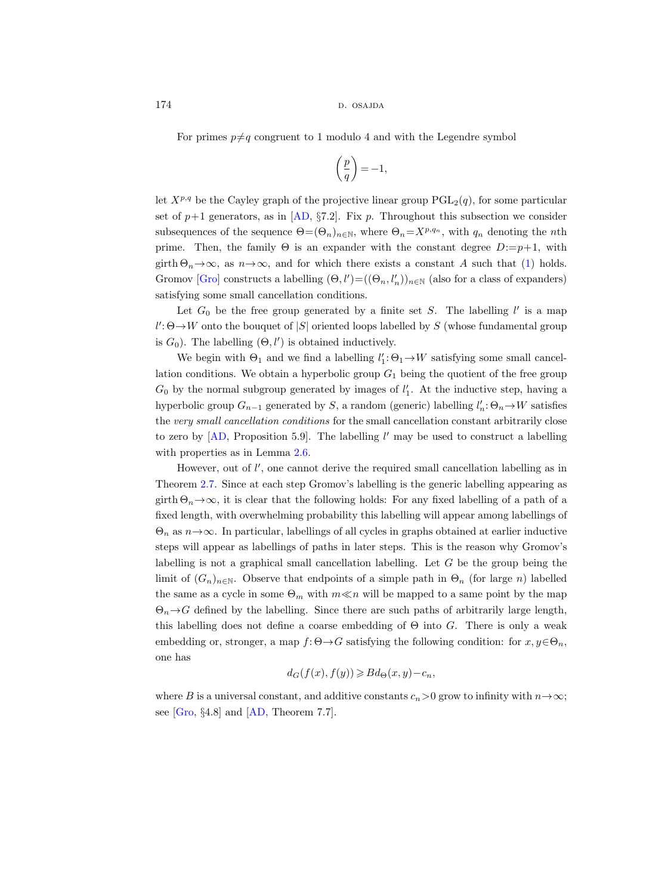For primes $p \neq q$ congruent to 1 modulo 4 and with the Legendre symbol

$$\left(\frac{p}{q}\right) = -1,$$

let $X^{p,q}$ be the Cayley graph of the projective linear group $\mathrm{PGL}_2(q)$, for some particular set of $p+1$ generators, as in [AD, §7.2]. Fix $p$. Throughout this subsection we consider subsequences of the sequence $\Theta = (\Theta_n)_{n \in \mathbb{N}}$, where $\Theta_n = X^{p,q_n}$, with $q_n$ denoting the $n$th prime. Then, the family $\Theta$ is an expander with the constant degree $D := p+1$, with $\operatorname{girth} \Theta_n \to \infty$, as $n \to \infty$, and for which there exists a constant $A$ such that (1) holds. Gromov [Gro] constructs a labelling $(\Theta, l') = ((\Theta_n, l'_n))_{n \in \mathbb{N}}$ (also for a class of expanders) satisfying some small cancellation conditions.

Let $G_0$ be the free group generated by a finite set $S$. The labelling $l'$ is a map $l' : \Theta \to W$ onto the bouquet of $|S|$ oriented loops labelled by $S$ (whose fundamental group is $G_0$). The labelling $(\Theta, l')$ is obtained inductively.

We begin with $\Theta_1$ and we find a labelling $l'_1 : \Theta_1 \to W$ satisfying some small cancellation conditions. We obtain a hyperbolic group $G_1$ being the quotient of the free group $G_0$ by the normal subgroup generated by images of $l'_1$. At the inductive step, having a hyperbolic group $G_{n-1}$ generated by $S$, a random (generic) labelling $l'_n : \Theta_n \to W$ satisfies the *very small cancellation conditions* for the small cancellation constant arbitrarily close to zero by [AD, Proposition 5.9]. The labelling $l'$ may be used to construct a labelling with properties as in Lemma 2.6.

However, out of $l'$, one cannot derive the required small cancellation labelling as in Theorem 2.7. Since at each step Gromov's labelling is the generic labelling appearing as $\operatorname{girth} \Theta_n \to \infty$, it is clear that the following holds: For any fixed labelling of a path of a fixed length, with overwhelming probability this labelling will appear among labellings of $\Theta_n$ as $n \to \infty$. In particular, labellings of all cycles in graphs obtained at earlier inductive steps will appear as labellings of paths in later steps. This is the reason why Gromov's labelling is not a graphical small cancellation labelling. Let $G$ be the group being the limit of $(G_n)_{n \in \mathbb{N}}$. Observe that endpoints of a simple path in $\Theta_n$ (for large $n$) labelled the same as a cycle in some $\Theta_m$ with $m \ll n$ will be mapped to a same point by the map $\Theta_n \to G$ defined by the labelling. Since there are such paths of arbitrarily large length, this labelling does not define a coarse embedding of $\Theta$ into $G$. There is only a weak embedding or, stronger, a map $f : \Theta \to G$ satisfying the following condition: for $x, y \in \Theta_n$, one has

$$d_G(f(x), f(y)) \geqslant B d_\Theta(x, y) - c_n,$$

where $B$ is a universal constant, and additive constants $c_n > 0$ grow to infinity with $n \to \infty$; see [Gro, §4.8] and [AD, Theorem 7.7].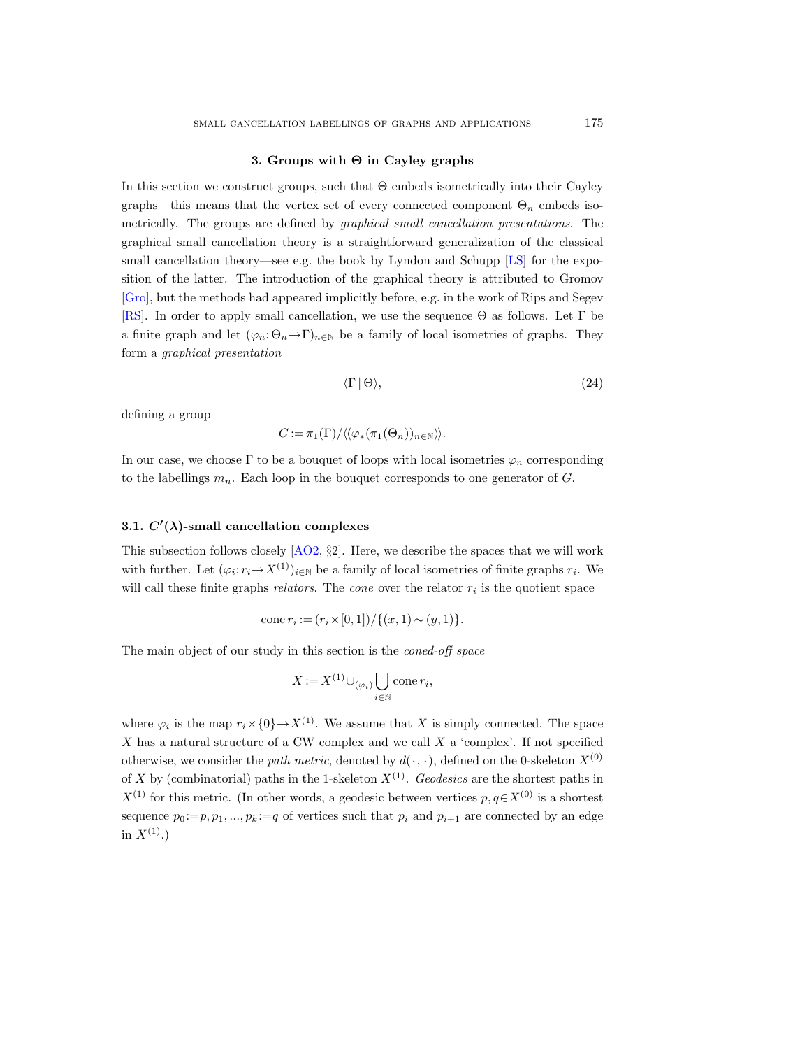## 3. Groups with $\Theta$ in Cayley graphs

In this section we construct groups, such that $\Theta$ embeds isometrically into their Cayley graphs—this means that the vertex set of every connected component $\Theta_n$ embeds isometrically. The groups are defined by *graphical small cancellation presentations*. The graphical small cancellation theory is a straightforward generalization of the classical small cancellation theory—see e.g. the book by Lyndon and Schupp [LS] for the exposition of the latter. The introduction of the graphical theory is attributed to Gromov [Gro], but the methods had appeared implicitly before, e.g. in the work of Rips and Segev [RS]. In order to apply small cancellation, we use the sequence $\Theta$ as follows. Let $\Gamma$ be a finite graph and let $(\varphi_n: \Theta_n \to \Gamma)_{n\in\mathbb{N}}$ be a family of local isometries of graphs. They form a *graphical presentation*

$$\langle \Gamma \mid \Theta \rangle, \tag{24}$$

defining a group

$$G := \pi_1(\Gamma)/\langle\langle \varphi_*(\pi_1(\Theta_n))_{n\in\mathbb{N}} \rangle\rangle.$$

In our case, we choose $\Gamma$ to be a bouquet of loops with local isometries $\varphi_n$ corresponding to the labellings $m_n$. Each loop in the bouquet corresponds to one generator of $G$.

### 3.1. $C'(\lambda)$-small cancellation complexes

This subsection follows closely [AO2, §2]. Here, we describe the spaces that we will work with further. Let $(\varphi_i: r_i \to X^{(1)})_{i\in\mathbb{N}}$ be a family of local isometries of finite graphs $r_i$. We will call these finite graphs *relators*. The *cone* over the relator $r_i$ is the quotient space

$$\operatorname{cone} r_i := (r_i \times [0,1])/\{(x,1) \sim (y,1)\}.$$

The main object of our study in this section is the *coned-off space*

$$X := X^{(1)} \cup_{(\varphi_i)} \bigcup_{i\in\mathbb{N}} \operatorname{cone} r_i,$$

where $\varphi_i$ is the map $r_i \times \{0\} \to X^{(1)}$. We assume that $X$ is simply connected. The space $X$ has a natural structure of a CW complex and we call $X$ a 'complex'. If not specified otherwise, we consider the *path metric*, denoted by $d(\cdot,\cdot)$, defined on the 0-skeleton $X^{(0)}$ of $X$ by (combinatorial) paths in the 1-skeleton $X^{(1)}$. *Geodesics* are the shortest paths in $X^{(1)}$ for this metric. (In other words, a geodesic between vertices $p, q \in X^{(0)}$ is a shortest sequence $p_0 := p, p_1, ..., p_k := q$ of vertices such that $p_i$ and $p_{i+1}$ are connected by an edge in $X^{(1)}$.)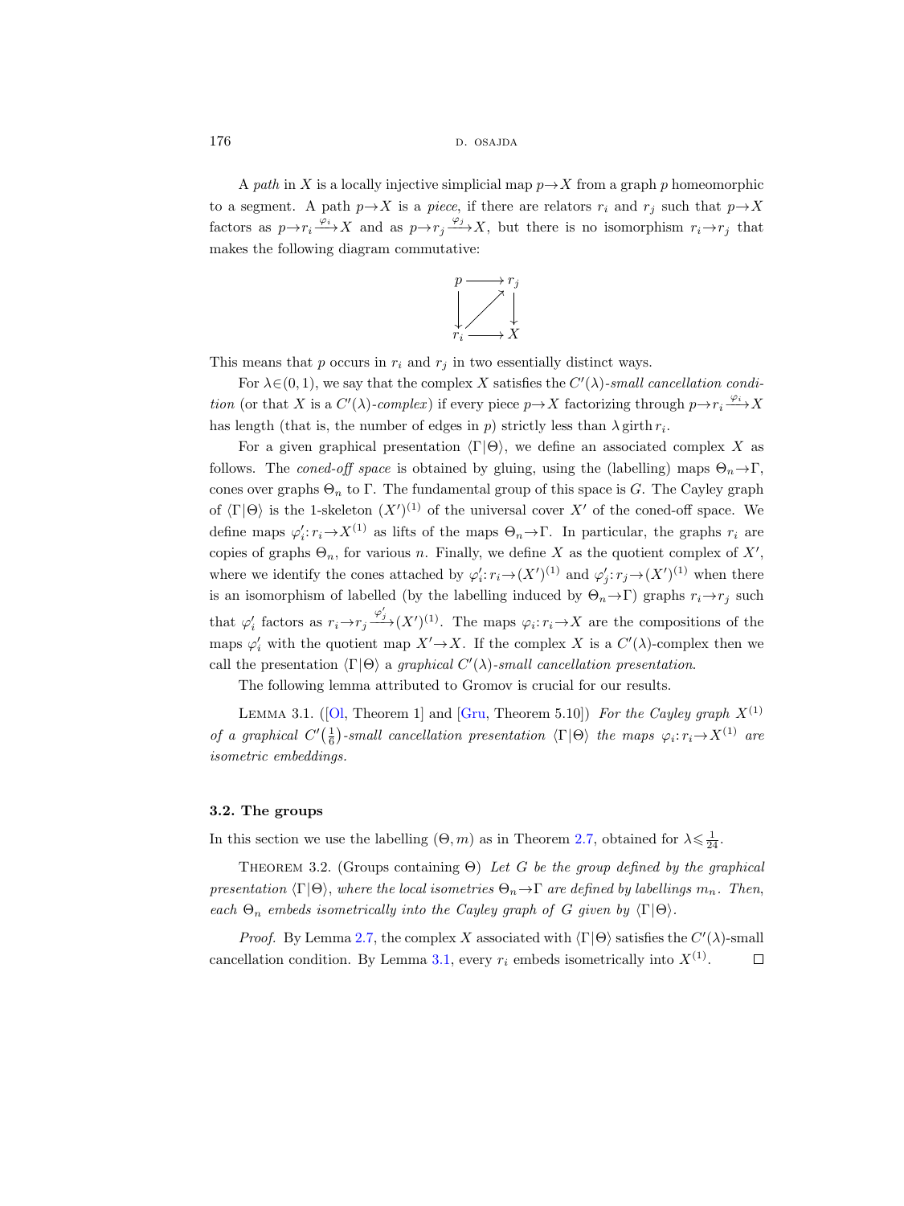A *path* in $X$ is a locally injective simplicial map $p \to X$ from a graph $p$ homeomorphic to a segment. A path $p \to X$ is a *piece*, if there are relators $r_i$ and $r_j$ such that $p \to X$ factors as $p \to r_i \xrightarrow{\varphi_i} X$ and as $p \to r_j \xrightarrow{\varphi_j} X$, but there is no isomorphism $r_i \to r_j$ that makes the following diagram commutative:

$$\begin{array}{ccc} p & \longrightarrow & r_j \\ \downarrow & \nearrow & \downarrow \\ r_i & \longrightarrow & X \end{array}$$

This means that $p$ occurs in $r_i$ and $r_j$ in two essentially distinct ways.

For $\lambda \in (0,1)$, we say that the complex $X$ satisfies the $C'(\lambda)$-*small cancellation condition* (or that $X$ is a $C'(\lambda)$-*complex*) if every piece $p \to X$ factorizing through $p \to r_i \xrightarrow{\varphi_i} X$ has length (that is, the number of edges in $p$) strictly less than $\lambda \operatorname{girth} r_i$.

For a given graphical presentation $\langle \Gamma | \Theta \rangle$, we define an associated complex $X$ as follows. The *coned-off space* is obtained by gluing, using the (labelling) maps $\Theta_n \to \Gamma$, cones over graphs $\Theta_n$ to $\Gamma$. The fundamental group of this space is $G$. The Cayley graph of $\langle \Gamma | \Theta \rangle$ is the 1-skeleton $(X')^{(1)}$ of the universal cover $X'$ of the coned-off space. We define maps $\varphi'_i : r_i \to X^{(1)}$ as lifts of the maps $\Theta_n \to \Gamma$. In particular, the graphs $r_i$ are copies of graphs $\Theta_n$, for various $n$. Finally, we define $X$ as the quotient complex of $X'$, where we identify the cones attached by $\varphi'_i : r_i \to (X')^{(1)}$ and $\varphi'_j : r_j \to (X')^{(1)}$ when there is an isomorphism of labelled (by the labelling induced by $\Theta_n \to \Gamma$) graphs $r_i \to r_j$ such that $\varphi'_i$ factors as $r_i \to r_j \xrightarrow{\varphi'_j} (X')^{(1)}$. The maps $\varphi_i : r_i \to X$ are the compositions of the maps $\varphi'_i$ with the quotient map $X' \to X$. If the complex $X$ is a $C'(\lambda)$-complex then we call the presentation $\langle \Gamma | \Theta \rangle$ a *graphical $C'(\lambda)$-small cancellation presentation*.

The following lemma attributed to Gromov is crucial for our results.

Lemma 3.1. ([Ol, Theorem 1] and [Gru, Theorem 5.10]) *For the Cayley graph $X^{(1)}$ of a graphical $C'\left(\frac{1}{6}\right)$-small cancellation presentation $\langle \Gamma | \Theta \rangle$ the maps $\varphi_i : r_i \to X^{(1)}$ are isometric embeddings.*

### 3.2. The groups

In this section we use the labelling $(\Theta, m)$ as in Theorem 2.7, obtained for $\lambda \leqslant \frac{1}{24}$.

Theorem 3.2. (Groups containing $\Theta$) *Let $G$ be the group defined by the graphical presentation $\langle \Gamma | \Theta \rangle$, where the local isometries $\Theta_n \to \Gamma$ are defined by labellings $m_n$. Then, each $\Theta_n$ embeds isometrically into the Cayley graph of $G$ given by $\langle \Gamma | \Theta \rangle$.*

*Proof.* By Lemma 2.7, the complex $X$ associated with $\langle \Gamma | \Theta \rangle$ satisfies the $C'(\lambda)$-small cancellation condition. By Lemma 3.1, every $r_i$ embeds isometrically into $X^{(1)}$. $\square$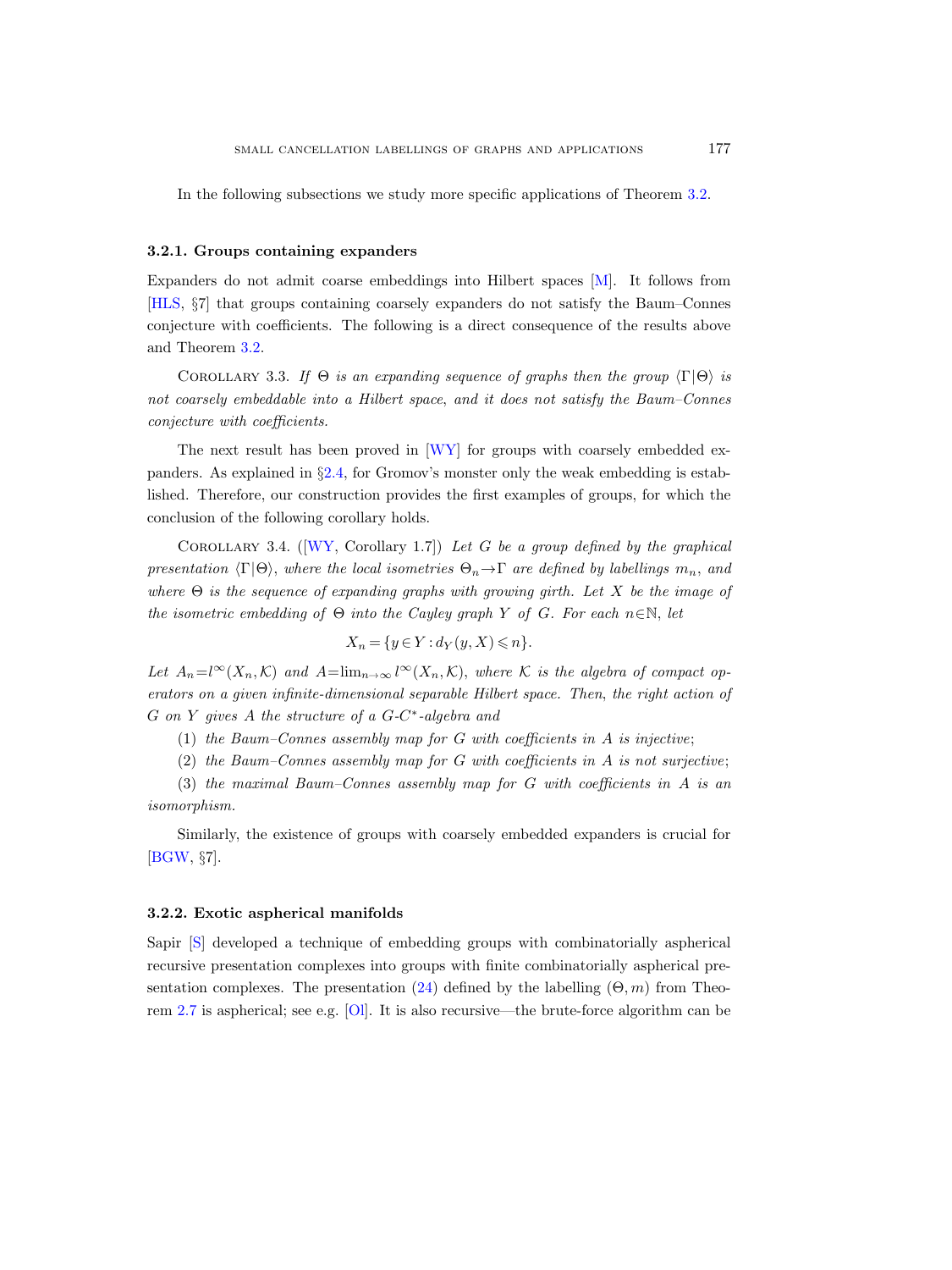In the following subsections we study more specific applications of Theorem 3.2.

### 3.2.1. Groups containing expanders

Expanders do not admit coarse embeddings into Hilbert spaces [M]. It follows from [HLS, §7] that groups containing coarsely expanders do not satisfy the Baum–Connes conjecture with coefficients. The following is a direct consequence of the results above and Theorem 3.2.

Corollary 3.3. *If $\Theta$ is an expanding sequence of graphs then the group $\langle\Gamma|\Theta\rangle$ is not coarsely embeddable into a Hilbert space, and it does not satisfy the Baum–Connes conjecture with coefficients.*

The next result has been proved in [WY] for groups with coarsely embedded expanders. As explained in §2.4, for Gromov's monster only the weak embedding is established. Therefore, our construction provides the first examples of groups, for which the conclusion of the following corollary holds.

Corollary 3.4. ([WY, Corollary 1.7]) *Let $G$ be a group defined by the graphical presentation $\langle\Gamma|\Theta\rangle$, where the local isometries $\Theta_n\to\Gamma$ are defined by labellings $m_n$, and where $\Theta$ is the sequence of expanding graphs with growing girth. Let $X$ be the image of the isometric embedding of $\Theta$ into the Cayley graph $Y$ of $G$. For each $n\in\mathbb{N}$, let*

$$X_n=\{y\in Y: d_Y(y,X)\leqslant n\}.$$

*Let $A_n=l^\infty(X_n,\mathcal{K})$ and $A=\lim_{n\to\infty} l^\infty(X_n,\mathcal{K})$, where $\mathcal{K}$ is the algebra of compact operators on a given infinite-dimensional separable Hilbert space. Then, the right action of $G$ on $Y$ gives $A$ the structure of a $G$-$C^*$-algebra and*

(1) *the Baum–Connes assembly map for $G$ with coefficients in $A$ is injective;*

(2) *the Baum–Connes assembly map for $G$ with coefficients in $A$ is not surjective;*

(3) *the maximal Baum–Connes assembly map for $G$ with coefficients in $A$ is an isomorphism.*

Similarly, the existence of groups with coarsely embedded expanders is crucial for [BGW, §7].

### 3.2.2. Exotic aspherical manifolds

Sapir [S] developed a technique of embedding groups with combinatorially aspherical recursive presentation complexes into groups with finite combinatorially aspherical presentation complexes. The presentation (24) defined by the labelling $(\Theta,m)$ from Theorem 2.7 is aspherical; see e.g. [Ol]. It is also recursive—the brute-force algorithm can be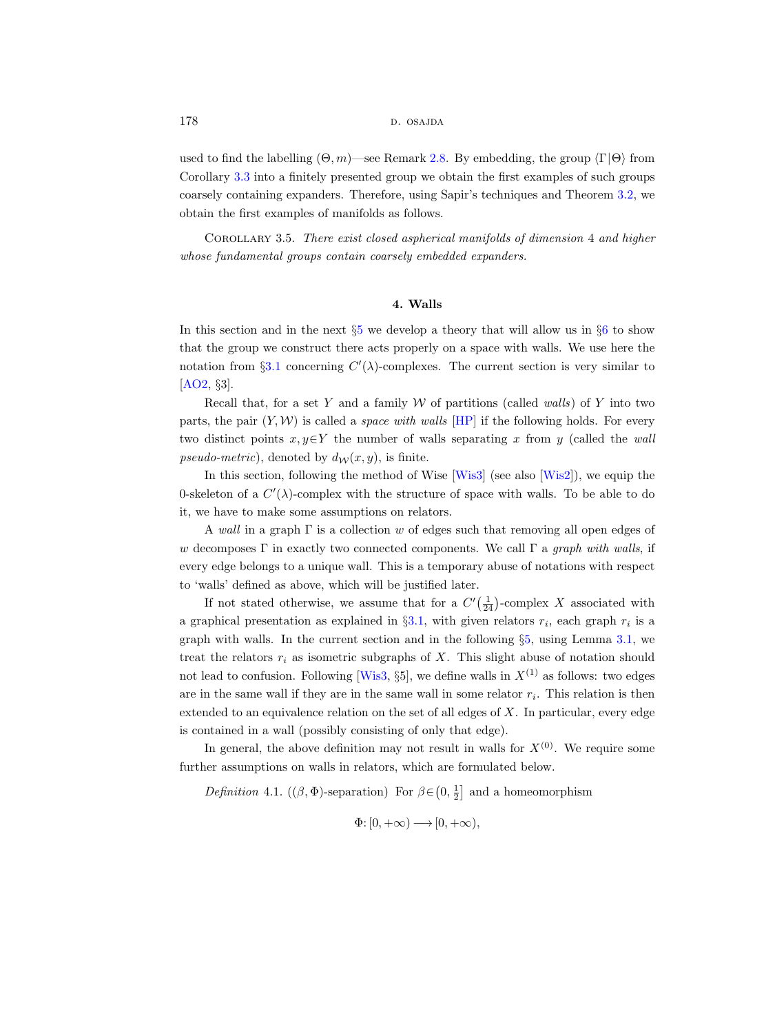used to find the labelling $(\Theta, m)$—see Remark 2.8. By embedding, the group $\langle \Gamma | \Theta \rangle$ from Corollary 3.3 into a finitely presented group we obtain the first examples of such groups coarsely containing expanders. Therefore, using Sapir's techniques and Theorem 3.2, we obtain the first examples of manifolds as follows.

Corollary 3.5. *There exist closed aspherical manifolds of dimension* 4 *and higher whose fundamental groups contain coarsely embedded expanders.*

## 4. Walls

In this section and in the next §5 we develop a theory that will allow us in §6 to show that the group we construct there acts properly on a space with walls. We use here the notation from §3.1 concerning $C'(\lambda)$-complexes. The current section is very similar to [AO2, §3].

Recall that, for a set $Y$ and a family $\mathcal{W}$ of partitions (called *walls*) of $Y$ into two parts, the pair $(Y, \mathcal{W})$ is called a *space with walls* [HP] if the following holds. For every two distinct points $x, y \in Y$ the number of walls separating $x$ from $y$ (called the *wall pseudo-metric*), denoted by $d_{\mathcal{W}}(x, y)$, is finite.

In this section, following the method of Wise [Wis3] (see also [Wis2]), we equip the 0-skeleton of a $C'(\lambda)$-complex with the structure of space with walls. To be able to do it, we have to make some assumptions on relators.

A *wall* in a graph $\Gamma$ is a collection $w$ of edges such that removing all open edges of $w$ decomposes $\Gamma$ in exactly two connected components. We call $\Gamma$ a *graph with walls*, if every edge belongs to a unique wall. This is a temporary abuse of notations with respect to 'walls' defined as above, which will be justified later.

If not stated otherwise, we assume that for a $C'\big(\frac{1}{24}\big)$-complex $X$ associated with a graphical presentation as explained in §3.1, with given relators $r_i$, each graph $r_i$ is a graph with walls. In the current section and in the following §5, using Lemma 3.1, we treat the relators $r_i$ as isometric subgraphs of $X$. This slight abuse of notation should not lead to confusion. Following [Wis3, §5], we define walls in $X^{(1)}$ as follows: two edges are in the same wall if they are in the same wall in some relator $r_i$. This relation is then extended to an equivalence relation on the set of all edges of $X$. In particular, every edge is contained in a wall (possibly consisting of only that edge).

In general, the above definition may not result in walls for $X^{(0)}$. We require some further assumptions on walls in relators, which are formulated below.

*Definition* 4.1. ($(\beta, \Phi)$-separation) For $\beta \in \big(0, \frac{1}{2}\big]$ and a homeomorphism

$$\Phi\colon [0, +\infty) \longrightarrow [0, +\infty),$$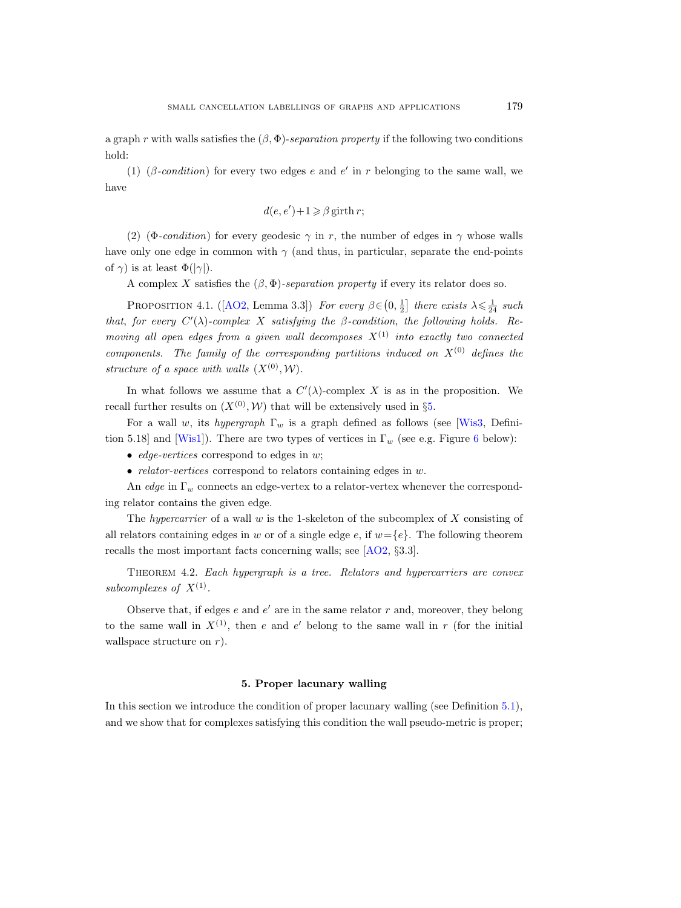a graph $r$ with walls satisfies the $(\beta, \Phi)$-*separation property* if the following two conditions hold:

(1) ($\beta$-*condition*) for every two edges $e$ and $e'$ in $r$ belonging to the same wall, we have

$$d(e,e')+1 \geqslant \beta \operatorname{girth} r;$$

(2) ($\Phi$-*condition*) for every geodesic $\gamma$ in $r$, the number of edges in $\gamma$ whose walls have only one edge in common with $\gamma$ (and thus, in particular, separate the end-points of $\gamma$) is at least $\Phi(|\gamma|)$.

A complex $X$ satisfies the $(\beta, \Phi)$-*separation property* if every its relator does so.

Proposition 4.1. ([AO2, Lemma 3.3]) *For every* $\beta \in \left(0, \frac{1}{2}\right]$ *there exists* $\lambda \leqslant \frac{1}{24}$ *such that, for every* $C'(\lambda)$*-complex* $X$ *satisfying the* $\beta$*-condition, the following holds. Removing all open edges from a given wall decomposes* $X^{(1)}$ *into exactly two connected components. The family of the corresponding partitions induced on* $X^{(0)}$ *defines the structure of a space with walls* $(X^{(0)}, \mathcal{W})$.

In what follows we assume that a $C'(\lambda)$-complex $X$ is as in the proposition. We recall further results on $(X^{(0)}, \mathcal{W})$ that will be extensively used in §5.

For a wall $w$, its *hypergraph* $\Gamma_w$ is a graph defined as follows (see [Wis3, Definition 5.18] and [Wis1]). There are two types of vertices in $\Gamma_w$ (see e.g. Figure 6 below):

- *edge-vertices* correspond to edges in $w$;
- *relator-vertices* correspond to relators containing edges in $w$.

An *edge* in $\Gamma_w$ connects an edge-vertex to a relator-vertex whenever the corresponding relator contains the given edge.

The *hypercarrier* of a wall $w$ is the 1-skeleton of the subcomplex of $X$ consisting of all relators containing edges in $w$ or of a single edge $e$, if $w=\{e\}$. The following theorem recalls the most important facts concerning walls; see [AO2, §3.3].

Theorem 4.2. *Each hypergraph is a tree. Relators and hypercarriers are convex subcomplexes of* $X^{(1)}$.

Observe that, if edges $e$ and $e'$ are in the same relator $r$ and, moreover, they belong to the same wall in $X^{(1)}$, then $e$ and $e'$ belong to the same wall in $r$ (for the initial wallspace structure on $r$).

## 5. Proper lacunary walling

In this section we introduce the condition of proper lacunary walling (see Definition 5.1), and we show that for complexes satisfying this condition the wall pseudo-metric is proper;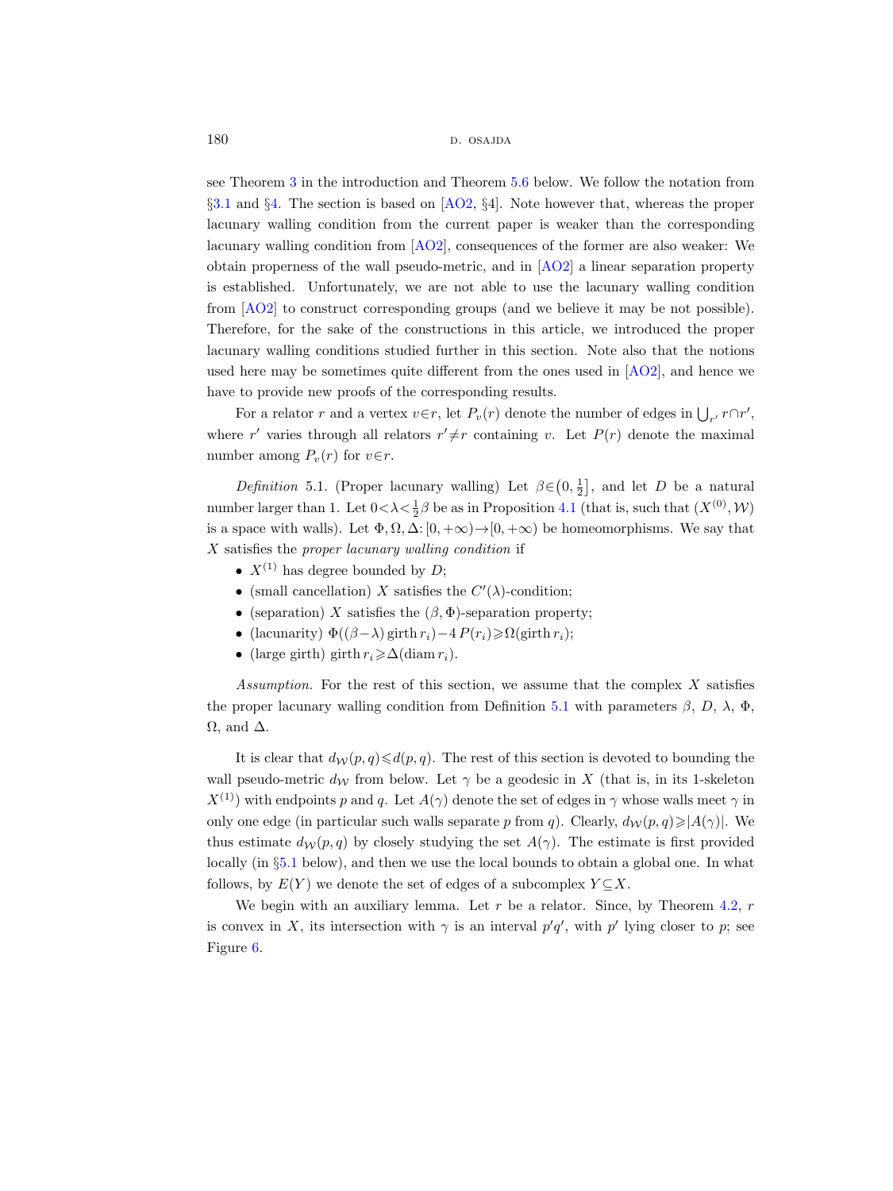see Theorem 3 in the introduction and Theorem 5.6 below. We follow the notation from §3.1 and §4. The section is based on [AO2, §4]. Note however that, whereas the proper lacunary walling condition from the current paper is weaker than the corresponding lacunary walling condition from [AO2], consequences of the former are also weaker: We obtain properness of the wall pseudo-metric, and in [AO2] a linear separation property is established. Unfortunately, we are not able to use the lacunary walling condition from [AO2] to construct corresponding groups (and we believe it may be not possible). Therefore, for the sake of the constructions in this article, we introduced the proper lacunary walling conditions studied further in this section. Note also that the notions used here may be sometimes quite different from the ones used in [AO2], and hence we have to provide new proofs of the corresponding results.

For a relator $r$ and a vertex $v \in r$, let $P_v(r)$ denote the number of edges in $\bigcup_{r'} r \cap r'$, where $r'$ varies through all relators $r' \neq r$ containing $v$. Let $P(r)$ denote the maximal number among $P_v(r)$ for $v \in r$.

*Definition* 5.1. (Proper lacunary walling) Let $\beta \in \left(0, \frac{1}{2}\right]$, and let $D$ be a natural number larger than 1. Let $0 < \lambda < \frac{1}{2}\beta$ be as in Proposition 4.1 (that is, such that $(X^{(0)}, \mathcal{W})$ is a space with walls). Let $\Phi, \Omega, \Delta \colon [0, +\infty) \to [0, +\infty)$ be homeomorphisms. We say that $X$ satisfies the *proper lacunary walling condition* if

- $X^{(1)}$ has degree bounded by $D$;
- (small cancellation) $X$ satisfies the $C'(\lambda)$-condition;
- (separation) $X$ satisfies the $(\beta, \Phi)$-separation property;
- (lacunarity) $\Phi((\beta - \lambda) \operatorname{girth} r_i) - 4P(r_i) \geqslant \Omega(\operatorname{girth} r_i)$;
- (large girth) $\operatorname{girth} r_i \geqslant \Delta(\operatorname{diam} r_i)$.

*Assumption.* For the rest of this section, we assume that the complex $X$ satisfies the proper lacunary walling condition from Definition 5.1 with parameters $\beta$, $D$, $\lambda$, $\Phi$, $\Omega$, and $\Delta$.

It is clear that $d_{\mathcal{W}}(p, q) \leqslant d(p, q)$. The rest of this section is devoted to bounding the wall pseudo-metric $d_{\mathcal{W}}$ from below. Let $\gamma$ be a geodesic in $X$ (that is, in its 1-skeleton $X^{(1)}$) with endpoints $p$ and $q$. Let $A(\gamma)$ denote the set of edges in $\gamma$ whose walls meet $\gamma$ in only one edge (in particular such walls separate $p$ from $q$). Clearly, $d_{\mathcal{W}}(p, q) \geqslant |A(\gamma)|$. We thus estimate $d_{\mathcal{W}}(p, q)$ by closely studying the set $A(\gamma)$. The estimate is first provided locally (in §5.1 below), and then we use the local bounds to obtain a global one. In what follows, by $E(Y)$ we denote the set of edges of a subcomplex $Y \subseteq X$.

We begin with an auxiliary lemma. Let $r$ be a relator. Since, by Theorem 4.2, $r$ is convex in $X$, its intersection with $\gamma$ is an interval $p'q'$, with $p'$ lying closer to $p$; see Figure 6.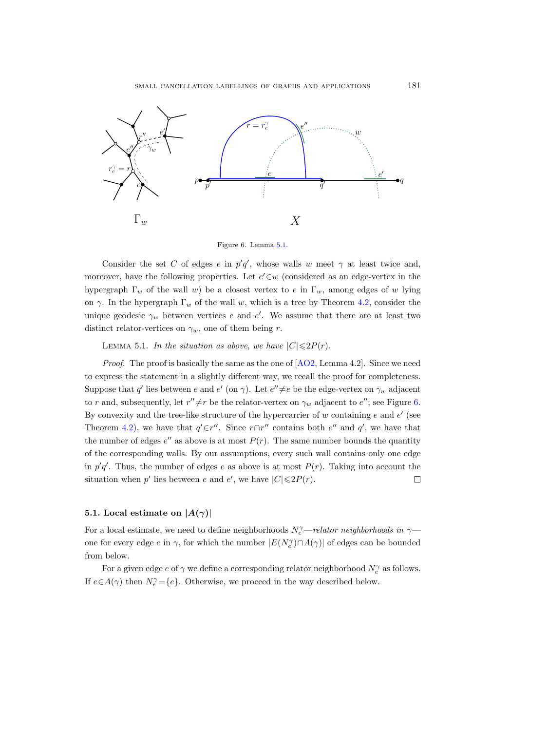Figure 6. Lemma 5.1.

Consider the set $C$ of edges $e$ in $p'q'$, whose walls $w$ meet $\gamma$ at least twice and, moreover, have the following properties. Let $e' \in w$ (considered as an edge-vertex in the hypergraph $\Gamma_w$ of the wall $w$) be a closest vertex to $e$ in $\Gamma_w$, among edges of $w$ lying on $\gamma$. In the hypergraph $\Gamma_w$ of the wall $w$, which is a tree by Theorem 4.2, consider the unique geodesic $\gamma_w$ between vertices $e$ and $e'$. We assume that there are at least two distinct relator-vertices on $\gamma_w$, one of them being $r$.

Lemma 5.1. *In the situation as above, we have* $|C| \leqslant 2P(r)$.

*Proof.* The proof is basically the same as the one of [AO2, Lemma 4.2]. Since we need to express the statement in a slightly different way, we recall the proof for completeness. Suppose that $q'$ lies between $e$ and $e'$ (on $\gamma$). Let $e'' \neq e$ be the edge-vertex on $\gamma_w$ adjacent to $r$ and, subsequently, let $r'' \neq r$ be the relator-vertex on $\gamma_w$ adjacent to $e''$; see Figure 6. By convexity and the tree-like structure of the hypercarrier of $w$ containing $e$ and $e'$ (see Theorem 4.2), we have that $q' \in r''$. Since $r \cap r''$ contains both $e''$ and $q'$, we have that the number of edges $e''$ as above is at most $P(r)$. The same number bounds the quantity of the corresponding walls. By our assumptions, every such wall contains only one edge in $p'q'$. Thus, the number of edges $e$ as above is at most $P(r)$. Taking into account the situation when $p'$ lies between $e$ and $e'$, we have $|C| \leqslant 2P(r)$. $\square$

### 5.1. Local estimate on $|A(\gamma)|$

For a local estimate, we need to define neighborhoods $N_e^\gamma$—*relator neighborhoods in* $\gamma$—one for every edge $e$ in $\gamma$, for which the number $|E(N_e^\gamma) \cap A(\gamma)|$ of edges can be bounded from below.

For a given edge $e$ of $\gamma$ we define a corresponding relator neighborhood $N_e^\gamma$ as follows. If $e \in A(\gamma)$ then $N_e^\gamma = \{e\}$. Otherwise, we proceed in the way described below.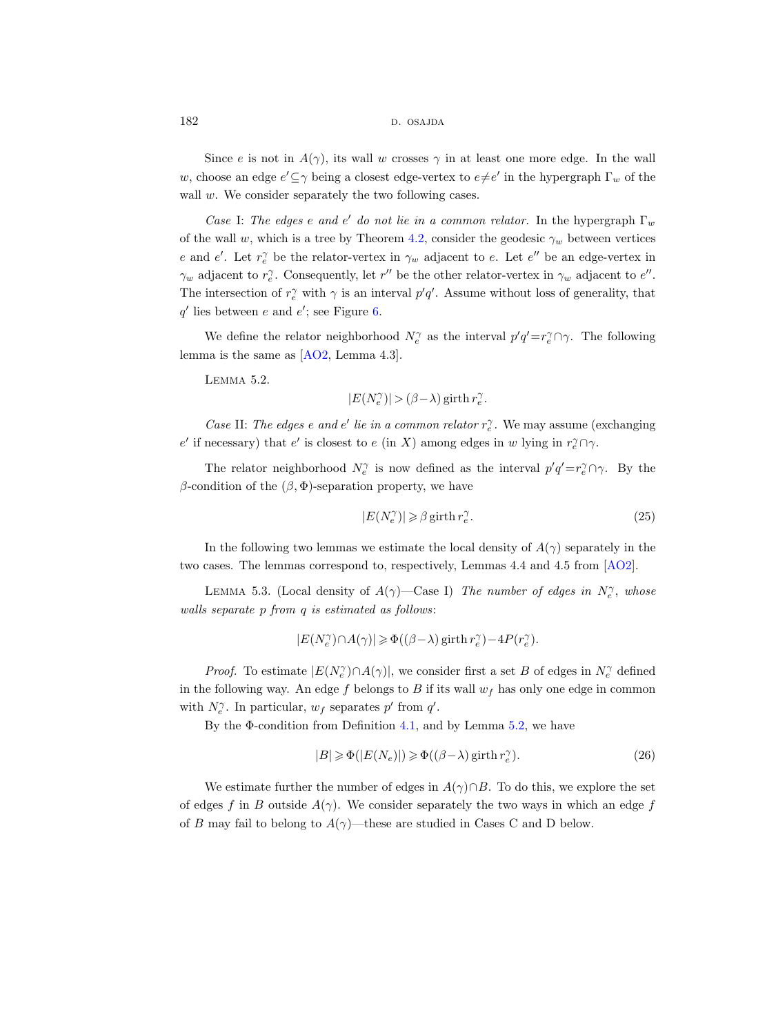Since $e$ is not in $A(\gamma)$, its wall $w$ crosses $\gamma$ in at least one more edge. In the wall $w$, choose an edge $e' \subseteq \gamma$ being a closest edge-vertex to $e \neq e'$ in the hypergraph $\Gamma_w$ of the wall $w$. We consider separately the two following cases.

*Case* I: *The edges $e$ and $e'$ do not lie in a common relator.* In the hypergraph $\Gamma_w$ of the wall $w$, which is a tree by Theorem 4.2, consider the geodesic $\gamma_w$ between vertices $e$ and $e'$. Let $r_e^\gamma$ be the relator-vertex in $\gamma_w$ adjacent to $e$. Let $e''$ be an edge-vertex in $\gamma_w$ adjacent to $r_e^\gamma$. Consequently, let $r''$ be the other relator-vertex in $\gamma_w$ adjacent to $e''$. The intersection of $r_e^\gamma$ with $\gamma$ is an interval $p'q'$. Assume without loss of generality, that $q'$ lies between $e$ and $e'$; see Figure 6.

We define the relator neighborhood $N_e^\gamma$ as the interval $p'q' = r_e^\gamma \cap \gamma$. The following lemma is the same as [AO2, Lemma 4.3].

Lemma 5.2.

$$|E(N_e^\gamma)| > (\beta - \lambda) \operatorname{girth} r_e^\gamma.$$

*Case* II: *The edges $e$ and $e'$ lie in a common relator $r_e^\gamma$.* We may assume (exchanging $e'$ if necessary) that $e'$ is closest to $e$ (in $X$) among edges in $w$ lying in $r_e^\gamma \cap \gamma$.

The relator neighborhood $N_e^\gamma$ is now defined as the interval $p'q' = r_e^\gamma \cap \gamma$. By the $\beta$-condition of the $(\beta, \Phi)$-separation property, we have

$$|E(N_e^\gamma)| \geqslant \beta \operatorname{girth} r_e^\gamma. \tag{25}$$

In the following two lemmas we estimate the local density of $A(\gamma)$ separately in the two cases. The lemmas correspond to, respectively, Lemmas 4.4 and 4.5 from [AO2].

Lemma 5.3. (Local density of $A(\gamma)$—Case I) *The number of edges in $N_e^\gamma$, whose walls separate $p$ from $q$ is estimated as follows*:

$$|E(N_e^\gamma) \cap A(\gamma)| \geqslant \Phi((\beta - \lambda) \operatorname{girth} r_e^\gamma) - 4P(r_e^\gamma).$$

*Proof.* To estimate $|E(N_e^\gamma) \cap A(\gamma)|$, we consider first a set $B$ of edges in $N_e^\gamma$ defined in the following way. An edge $f$ belongs to $B$ if its wall $w_f$ has only one edge in common with $N_e^\gamma$. In particular, $w_f$ separates $p'$ from $q'$.

By the $\Phi$-condition from Definition 4.1, and by Lemma 5.2, we have

$$|B| \geqslant \Phi(|E(N_e)|) \geqslant \Phi((\beta - \lambda) \operatorname{girth} r_e^\gamma). \tag{26}$$

We estimate further the number of edges in $A(\gamma) \cap B$. To do this, we explore the set of edges $f$ in $B$ outside $A(\gamma)$. We consider separately the two ways in which an edge $f$ of $B$ may fail to belong to $A(\gamma)$—these are studied in Cases C and D below.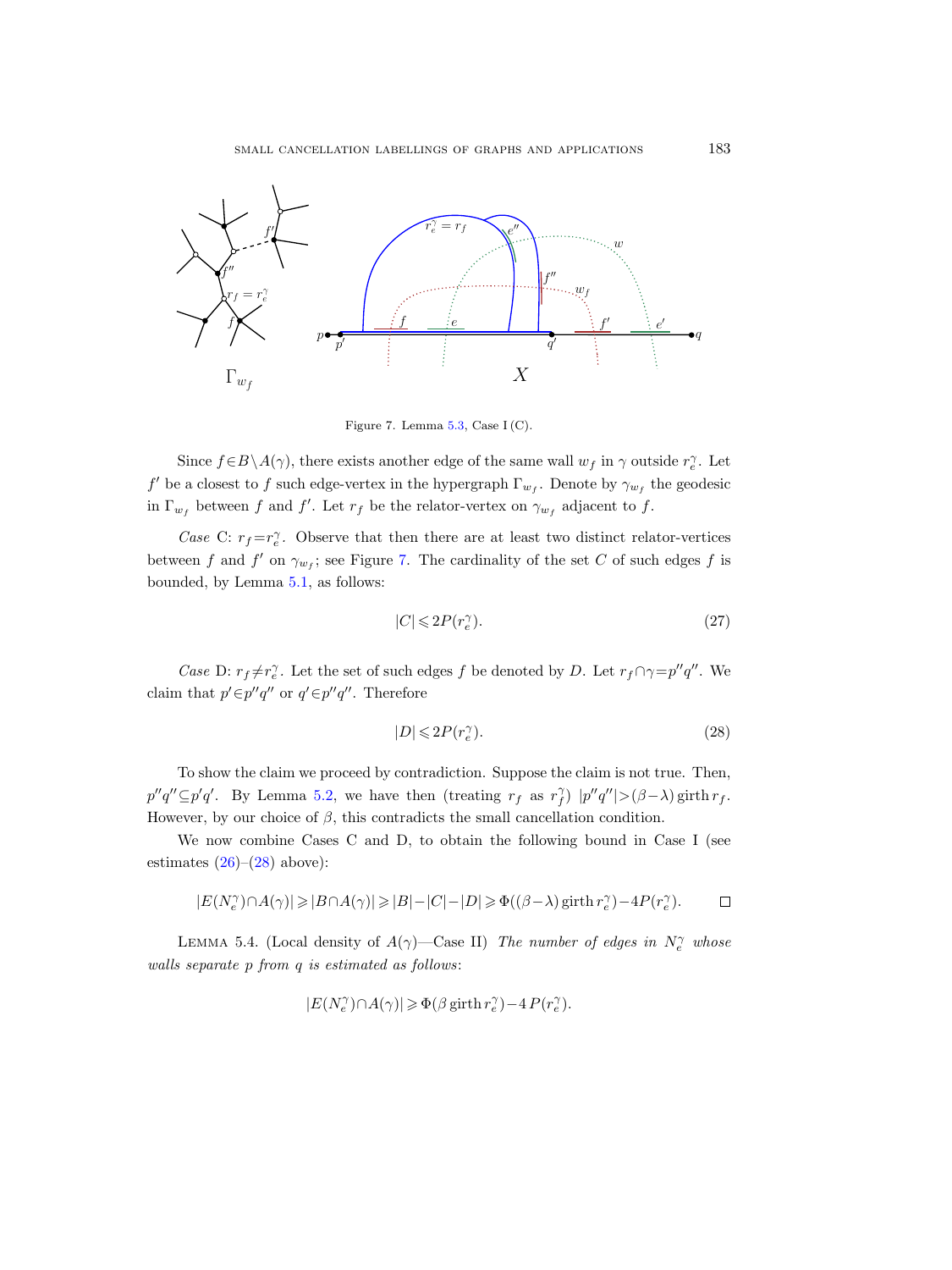Figure 7. Lemma 5.3, Case I (C).

Since $f \in B \setminus A(\gamma)$, there exists another edge of the same wall $w_f$ in $\gamma$ outside $r_e^\gamma$. Let $f'$ be a closest to $f$ such edge-vertex in the hypergraph $\Gamma_{w_f}$. Denote by $\gamma_{w_f}$ the geodesic in $\Gamma_{w_f}$ between $f$ and $f'$. Let $r_f$ be the relator-vertex on $\gamma_{w_f}$ adjacent to $f$.

*Case* C: $r_f = r_e^\gamma$. Observe that then there are at least two distinct relator-vertices between $f$ and $f'$ on $\gamma_{w_f}$; see Figure 7. The cardinality of the set $C$ of such edges $f$ is bounded, by Lemma 5.1, as follows:

$$|C| \leqslant 2P(r_e^\gamma). \tag{27}$$

*Case* D: $r_f \neq r_e^\gamma$. Let the set of such edges $f$ be denoted by $D$. Let $r_f \cap \gamma = p''q''$. We claim that $p' \in p''q''$ or $q' \in p''q''$. Therefore

$$|D| \leqslant 2P(r_e^\gamma). \tag{28}$$

To show the claim we proceed by contradiction. Suppose the claim is not true. Then, $p''q'' \subseteq p'q'$. By Lemma 5.2, we have then (treating $r_f$ as $r_f^\gamma$) $|p''q''| > (\beta - \lambda)\operatorname{girth} r_f$. However, by our choice of $\beta$, this contradicts the small cancellation condition.

We now combine Cases C and D, to obtain the following bound in Case I (see estimates (26)–(28) above):

$$|E(N_e^\gamma) \cap A(\gamma)| \geqslant |B \cap A(\gamma)| \geqslant |B| - |C| - |D| \geqslant \Phi((\beta - \lambda)\operatorname{girth} r_e^\gamma) - 4P(r_e^\gamma). \qquad \square$$

Lemma 5.4. (Local density of $A(\gamma)$—Case II) *The number of edges in $N_e^\gamma$ whose walls separate $p$ from $q$ is estimated as follows*:

$$|E(N_e^\gamma) \cap A(\gamma)| \geqslant \Phi(\beta \operatorname{girth} r_e^\gamma) - 4P(r_e^\gamma).$$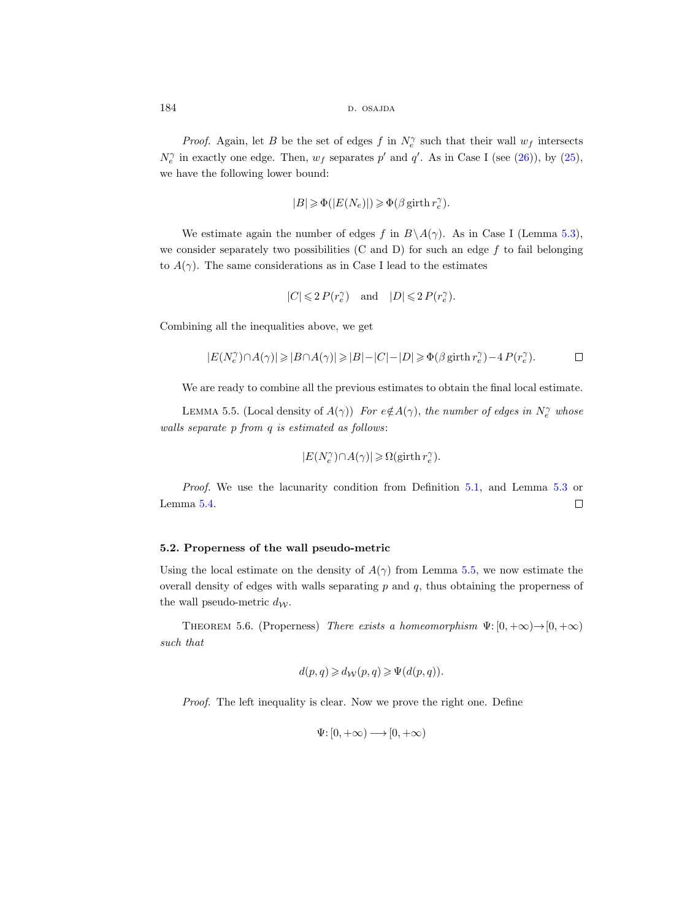*Proof.* Again, let $B$ be the set of edges $f$ in $N_e^\gamma$ such that their wall $w_f$ intersects $N_e^\gamma$ in exactly one edge. Then, $w_f$ separates $p'$ and $q'$. As in Case I (see (26)), by (25), we have the following lower bound:

$$|B| \geqslant \Phi(|E(N_e)|) \geqslant \Phi(\beta \operatorname{girth} r_e^\gamma).$$

We estimate again the number of edges $f$ in $B \setminus A(\gamma)$. As in Case I (Lemma 5.3), we consider separately two possibilities (C and D) for such an edge $f$ to fail belonging to $A(\gamma)$. The same considerations as in Case I lead to the estimates

$$|C| \leqslant 2\,P(r_e^\gamma) \quad \text{and} \quad |D| \leqslant 2\,P(r_e^\gamma).$$

Combining all the inequalities above, we get

$$|E(N_e^\gamma) \cap A(\gamma)| \geqslant |B \cap A(\gamma)| \geqslant |B| - |C| - |D| \geqslant \Phi(\beta \operatorname{girth} r_e^\gamma) - 4\,P(r_e^\gamma). \qquad \square$$

We are ready to combine all the previous estimates to obtain the final local estimate.

LEMMA 5.5. (Local density of $A(\gamma)$) *For $e \notin A(\gamma)$, the number of edges in $N_e^\gamma$ whose walls separate $p$ from $q$ is estimated as follows*:

$$|E(N_e^\gamma) \cap A(\gamma)| \geqslant \Omega(\operatorname{girth} r_e^\gamma).$$

*Proof.* We use the lacunarity condition from Definition 5.1, and Lemma 5.3 or Lemma 5.4. $\square$

### 5.2. Properness of the wall pseudo-metric

Using the local estimate on the density of $A(\gamma)$ from Lemma 5.5, we now estimate the overall density of edges with walls separating $p$ and $q$, thus obtaining the properness of the wall pseudo-metric $d_{\mathcal{W}}$.

THEOREM 5.6. (Properness) *There exists a homeomorphism $\Psi: [0, +\infty) \to [0, +\infty)$ such that*

$$d(p,q) \geqslant d_{\mathcal{W}}(p,q) \geqslant \Psi(d(p,q)).$$

*Proof.* The left inequality is clear. Now we prove the right one. Define

$$\Psi: [0, +\infty) \longrightarrow [0, +\infty)$$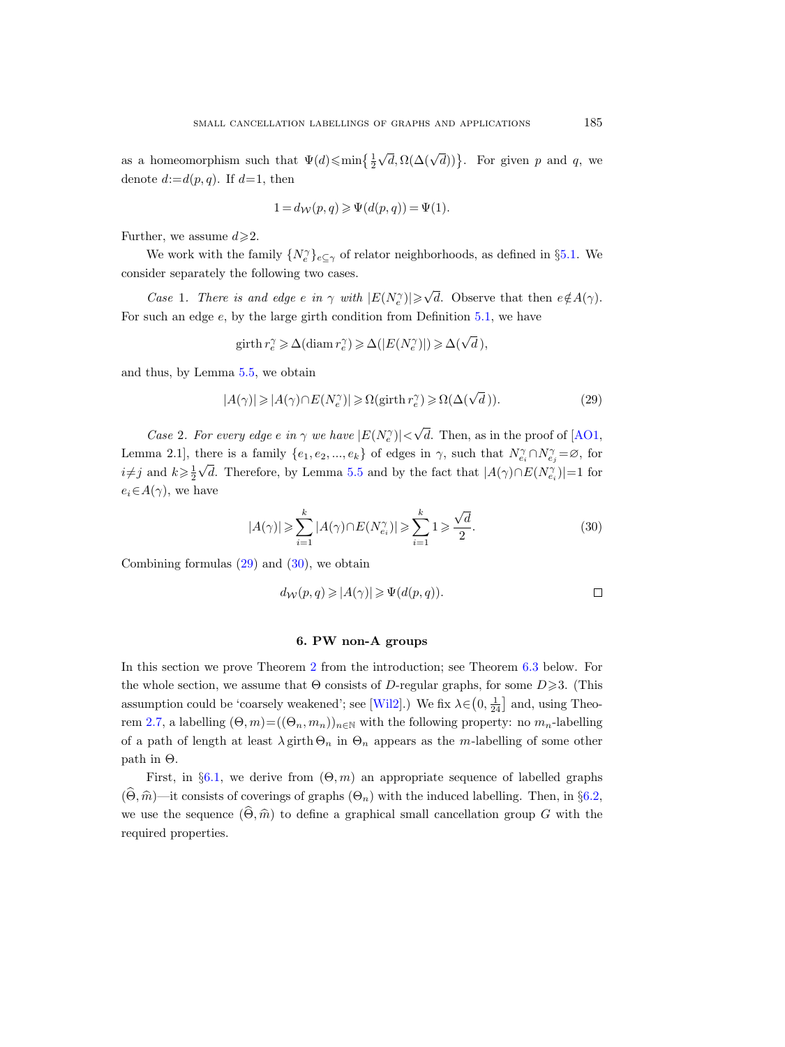as a homeomorphism such that $\Psi(d) \leqslant \min\{\frac{1}{2}\sqrt{d}, \Omega(\Delta(\sqrt{d}))\}$. For given $p$ and $q$, we denote $d:=d(p,q)$. If $d=1$, then

$$1 = d_{\mathcal{W}}(p,q) \geqslant \Psi(d(p,q)) = \Psi(1).$$

Further, we assume $d \geqslant 2$.

We work with the family $\{N_e^\gamma\}_{e \subseteq \gamma}$ of relator neighborhoods, as defined in §5.1. We consider separately the following two cases.

*Case* 1. *There is and edge $e$ in $\gamma$ with $|E(N_e^\gamma)| \geqslant \sqrt{d}$.* Observe that then $e \notin A(\gamma)$. For such an edge $e$, by the large girth condition from Definition 5.1, we have

$$\operatorname{girth} r_e^\gamma \geqslant \Delta(\operatorname{diam} r_e^\gamma) \geqslant \Delta(|E(N_e^\gamma)|) \geqslant \Delta(\sqrt{d}\,),$$

and thus, by Lemma 5.5, we obtain

$$|A(\gamma)| \geqslant |A(\gamma) \cap E(N_e^\gamma)| \geqslant \Omega(\operatorname{girth} r_e^\gamma) \geqslant \Omega(\Delta(\sqrt{d}\,)). \tag{29}$$

*Case* 2. *For every edge $e$ in $\gamma$ we have $|E(N_e^\gamma)| < \sqrt{d}$.* Then, as in the proof of [AO1, Lemma 2.1], there is a family $\{e_1, e_2, ..., e_k\}$ of edges in $\gamma$, such that $N_{e_i}^\gamma \cap N_{e_j}^\gamma = \varnothing$, for $i \neq j$ and $k \geqslant \frac{1}{2}\sqrt{d}$. Therefore, by Lemma 5.5 and by the fact that $|A(\gamma) \cap E(N_{e_i}^\gamma)| = 1$ for $e_i \in A(\gamma)$, we have

$$|A(\gamma)| \geqslant \sum_{i=1}^{k} |A(\gamma) \cap E(N_{e_i}^\gamma)| \geqslant \sum_{i=1}^{k} 1 \geqslant \frac{\sqrt{d}}{2}. \tag{30}$$

Combining formulas (29) and (30), we obtain

$$d_{\mathcal{W}}(p,q) \geqslant |A(\gamma)| \geqslant \Psi(d(p,q)). \qquad \square$$

## 6. PW non-A groups

In this section we prove Theorem 2 from the introduction; see Theorem 6.3 below. For the whole section, we assume that $\Theta$ consists of $D$-regular graphs, for some $D \geqslant 3$. (This assumption could be 'coarsely weakened'; see [Wil2].) We fix $\lambda \in \left(0, \frac{1}{24}\right]$ and, using Theorem 2.7, a labelling $(\Theta, m) = ((\Theta_n, m_n))_{n \in \mathbb{N}}$ with the following property: no $m_n$-labelling of a path of length at least $\lambda \operatorname{girth} \Theta_n$ in $\Theta_n$ appears as the $m$-labelling of some other path in $\Theta$.

First, in §6.1, we derive from $(\Theta, m)$ an appropriate sequence of labelled graphs $(\widehat{\Theta}, \widehat{m})$—it consists of coverings of graphs $(\Theta_n)$ with the induced labelling. Then, in §6.2, we use the sequence $(\widehat{\Theta}, \widehat{m})$ to define a graphical small cancellation group $G$ with the required properties.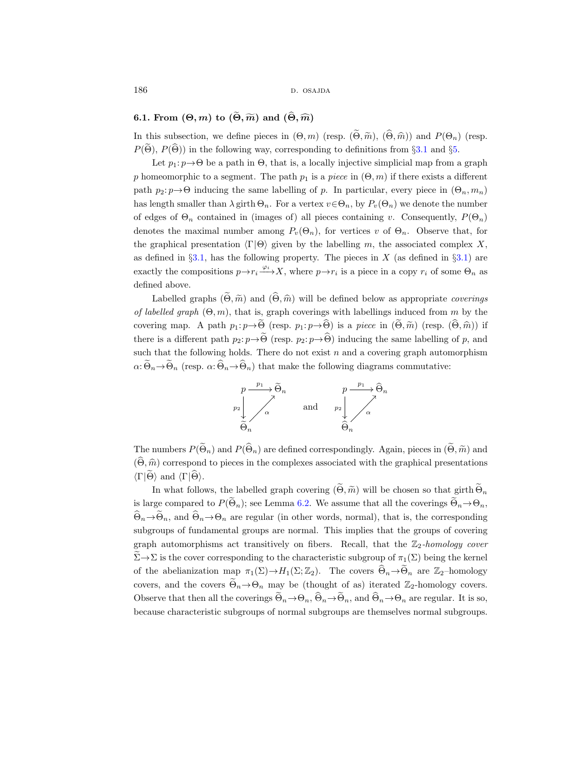### 6.1. From $(\Theta, m)$ to $(\widetilde{\Theta}, \widetilde{m})$ and $(\widehat{\Theta}, \widehat{m})$

In this subsection, we define pieces in $(\Theta, m)$ (resp. $(\widetilde{\Theta}, \widetilde{m})$, $(\widehat{\Theta}, \widehat{m})$) and $P(\Theta_n)$ (resp. $P(\widetilde{\Theta})$, $P(\widehat{\Theta})$) in the following way, corresponding to definitions from §3.1 and §5.

Let $p_1: p \to \Theta$ be a path in $\Theta$, that is, a locally injective simplicial map from a graph $p$ homeomorphic to a segment. The path $p_1$ is a *piece* in $(\Theta, m)$ if there exists a different path $p_2: p \to \Theta$ inducing the same labelling of $p$. In particular, every piece in $(\Theta_n, m_n)$ has length smaller than $\lambda \operatorname{girth} \Theta_n$. For a vertex $v \in \Theta_n$, by $P_v(\Theta_n)$ we denote the number of edges of $\Theta_n$ contained in (images of) all pieces containing $v$. Consequently, $P(\Theta_n)$ denotes the maximal number among $P_v(\Theta_n)$, for vertices $v$ of $\Theta_n$. Observe that, for the graphical presentation $\langle \Gamma | \Theta \rangle$ given by the labelling $m$, the associated complex $X$, as defined in §3.1, has the following property. The pieces in $X$ (as defined in §3.1) are exactly the compositions $p \to r_i \xrightarrow{\varphi_i} X$, where $p \to r_i$ is a piece in a copy $r_i$ of some $\Theta_n$ as defined above.

Labelled graphs $(\widetilde{\Theta}, \widetilde{m})$ and $(\widehat{\Theta}, \widehat{m})$ will be defined below as appropriate *coverings of labelled graph* $(\Theta, m)$, that is, graph coverings with labellings induced from $m$ by the covering map. A path $p_1: p \to \widetilde{\Theta}$ (resp. $p_1: p \to \widehat{\Theta}$) is a *piece* in $(\widetilde{\Theta}, \widetilde{m})$ (resp. $(\widehat{\Theta}, \widehat{m})$) if there is a different path $p_2: p \to \widetilde{\Theta}$ (resp. $p_2: p \to \widehat{\Theta}$) inducing the same labelling of $p$, and such that the following holds. There do not exist $n$ and a covering graph automorphism $\alpha: \widetilde{\Theta}_n \to \widetilde{\Theta}_n$ (resp. $\alpha: \widehat{\Theta}_n \to \widehat{\Theta}_n$) that make the following diagrams commutative:

$$
\begin{array}{ccc}
p & \xrightarrow{p_1} & \widetilde{\Theta}_n \\
{\scriptstyle p_2}\downarrow & \nearrow{\scriptstyle \alpha} & \\
\widetilde{\Theta}_n & &
\end{array}
\qquad \text{and} \qquad
\begin{array}{ccc}
p & \xrightarrow{p_1} & \widehat{\Theta}_n \\
{\scriptstyle p_2}\downarrow & \nearrow{\scriptstyle \alpha} & \\
\widehat{\Theta}_n & &
\end{array}
$$

The numbers $P(\widetilde{\Theta}_n)$ and $P(\widehat{\Theta}_n)$ are defined correspondingly. Again, pieces in $(\widetilde{\Theta}, \widetilde{m})$ and $(\widehat{\Theta}, \widehat{m})$ correspond to pieces in the complexes associated with the graphical presentations $\langle \Gamma | \widetilde{\Theta} \rangle$ and $\langle \Gamma | \widehat{\Theta} \rangle$.

In what follows, the labelled graph covering $(\widetilde{\Theta}, \widetilde{m})$ will be chosen so that $\operatorname{girth} \widetilde{\Theta}_n$ is large compared to $P(\widetilde{\Theta}_n)$; see Lemma 6.2. We assume that all the coverings $\widetilde{\Theta}_n \to \Theta_n$, $\widehat{\Theta}_n \to \widetilde{\Theta}_n$, and $\widehat{\Theta}_n \to \Theta_n$ are regular (in other words, normal), that is, the corresponding subgroups of fundamental groups are normal. This implies that the groups of covering graph automorphisms act transitively on fibers. Recall, that the $\mathbb{Z}_2$-*homology cover* $\widetilde{\Sigma} \to \Sigma$ is the cover corresponding to the characteristic subgroup of $\pi_1(\Sigma)$ being the kernel of the abelianization map $\pi_1(\Sigma) \to H_1(\Sigma; \mathbb{Z}_2)$. The covers $\widehat{\Theta}_n \to \widetilde{\Theta}_n$ are $\mathbb{Z}_2$–homology covers, and the covers $\widetilde{\Theta}_n \to \Theta_n$ may be (thought of as) iterated $\mathbb{Z}_2$-homology covers. Observe that then all the coverings $\widetilde{\Theta}_n \to \Theta_n$, $\widehat{\Theta}_n \to \widetilde{\Theta}_n$, and $\widehat{\Theta}_n \to \Theta_n$ are regular. It is so, because characteristic subgroups of normal subgroups are themselves normal subgroups.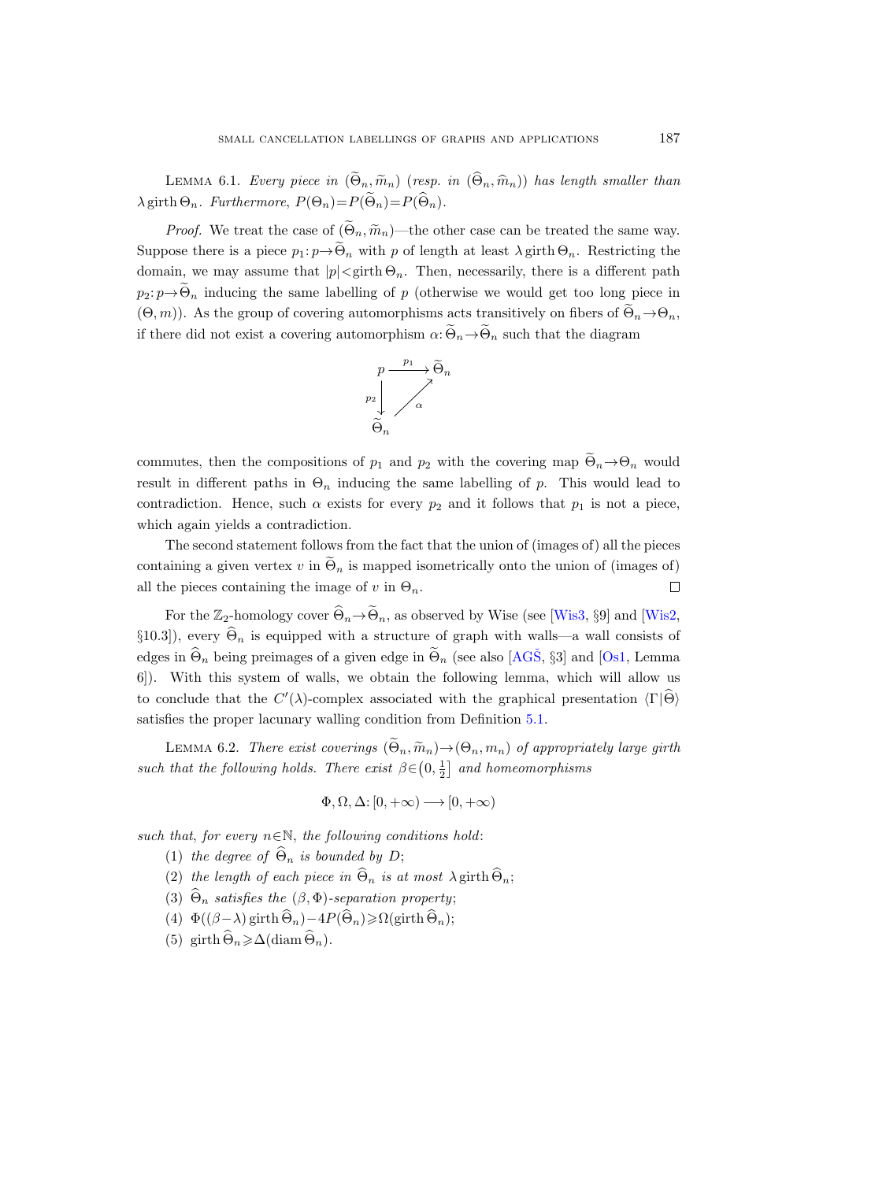Lemma 6.1. *Every piece in* $(\widetilde{\Theta}_n, \widetilde{m}_n)$ *(resp. in* $(\widehat{\Theta}_n, \widehat{m}_n)$*) has length smaller than* $\lambda \operatorname{girth} \Theta_n$. *Furthermore,* $P(\Theta_n) = P(\widetilde{\Theta}_n) = P(\widehat{\Theta}_n)$.

*Proof.* We treat the case of $(\widetilde{\Theta}_n, \widetilde{m}_n)$—the other case can be treated the same way. Suppose there is a piece $p_1: p \to \widetilde{\Theta}_n$ with $p$ of length at least $\lambda \operatorname{girth} \Theta_n$. Restricting the domain, we may assume that $|p| < \operatorname{girth} \Theta_n$. Then, necessarily, there is a different path $p_2: p \to \widetilde{\Theta}_n$ inducing the same labelling of $p$ (otherwise we would get too long piece in $(\Theta, m)$). As the group of covering automorphisms acts transitively on fibers of $\widetilde{\Theta}_n \to \Theta_n$, if there did not exist a covering automorphism $\alpha: \widetilde{\Theta}_n \to \widetilde{\Theta}_n$ such that the diagram

$$\begin{array}{ccc} p & \xrightarrow{p_1} & \widetilde{\Theta}_n \\ {\scriptstyle p_2}\downarrow & \nearrow{\scriptstyle \alpha} & \\ \widetilde{\Theta}_n & & \end{array}$$

commutes, then the compositions of $p_1$ and $p_2$ with the covering map $\widetilde{\Theta}_n \to \Theta_n$ would result in different paths in $\Theta_n$ inducing the same labelling of $p$. This would lead to contradiction. Hence, such $\alpha$ exists for every $p_2$ and it follows that $p_1$ is not a piece, which again yields a contradiction.

The second statement follows from the fact that the union of (images of) all the pieces containing a given vertex $v$ in $\widetilde{\Theta}_n$ is mapped isometrically onto the union of (images of) all the pieces containing the image of $v$ in $\Theta_n$. □

For the $\mathbb{Z}_2$-homology cover $\widehat{\Theta}_n \to \widetilde{\Theta}_n$, as observed by Wise (see [Wis3, §9] and [Wis2, §10.3]), every $\widehat{\Theta}_n$ is equipped with a structure of graph with walls—a wall consists of edges in $\widehat{\Theta}_n$ being preimages of a given edge in $\widetilde{\Theta}_n$ (see also [AGŠ, §3] and [Os1, Lemma 6]). With this system of walls, we obtain the following lemma, which will allow us to conclude that the $C'(\lambda)$-complex associated with the graphical presentation $\langle \Gamma | \widehat{\Theta} \rangle$ satisfies the proper lacunary walling condition from Definition 5.1.

Lemma 6.2. *There exist coverings* $(\widetilde{\Theta}_n, \widetilde{m}_n) \to (\Theta_n, m_n)$ *of appropriately large girth such that the following holds. There exist* $\beta \in \left(0, \frac{1}{2}\right]$ *and homeomorphisms*

$$\Phi, \Omega, \Delta: [0, +\infty) \longrightarrow [0, +\infty)$$

*such that, for every* $n \in \mathbb{N}$, *the following conditions hold*:

1. *the degree of* $\widehat{\Theta}_n$ *is bounded by* $D$;
2. *the length of each piece in* $\widehat{\Theta}_n$ *is at most* $\lambda \operatorname{girth} \widehat{\Theta}_n$;
3. $\widehat{\Theta}_n$ *satisfies the* $(\beta, \Phi)$*-separation property*;
4. $\Phi((\beta - \lambda) \operatorname{girth} \widehat{\Theta}_n) - 4P(\widehat{\Theta}_n) \geqslant \Omega(\operatorname{girth} \widehat{\Theta}_n)$;
5. $\operatorname{girth} \widehat{\Theta}_n \geqslant \Delta(\operatorname{diam} \widehat{\Theta}_n)$.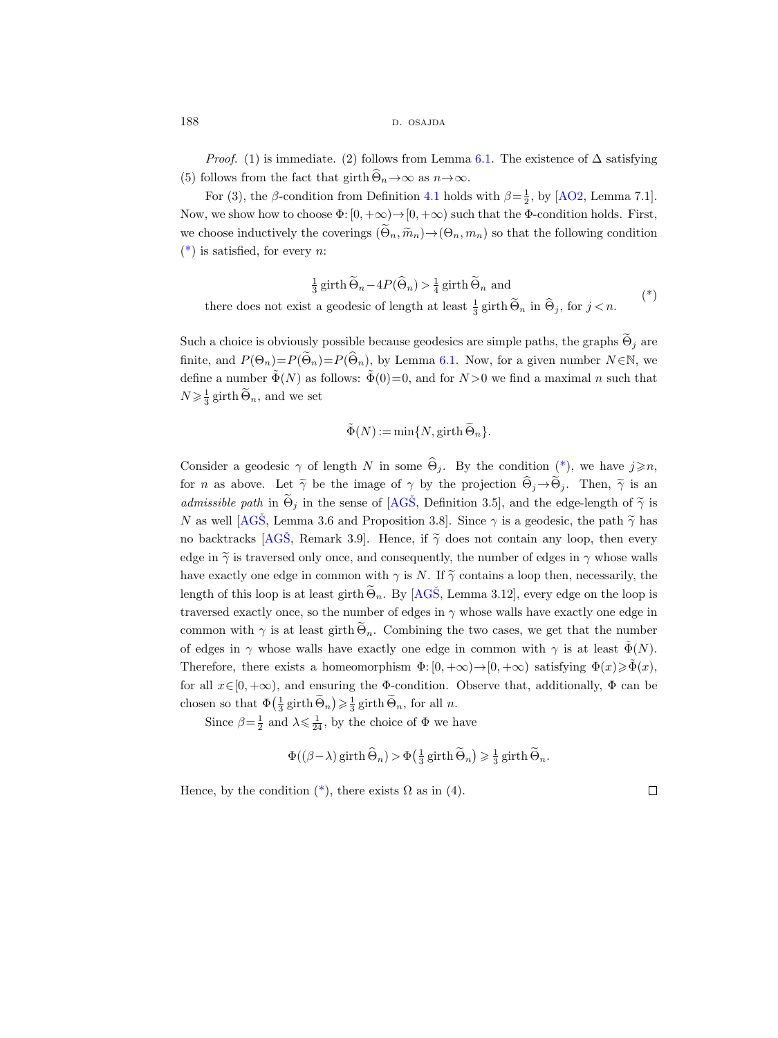*Proof.* (1) is immediate. (2) follows from Lemma 6.1. The existence of $\Delta$ satisfying (5) follows from the fact that girth $\widehat{\Theta}_n \to \infty$ as $n \to \infty$.

For (3), the $\beta$-condition from Definition 4.1 holds with $\beta = \frac{1}{2}$, by [AO2, Lemma 7.1]. Now, we show how to choose $\Phi\colon [0,+\infty) \to [0,+\infty)$ such that the $\Phi$-condition holds. First, we choose inductively the coverings $(\widetilde{\Theta}_n, \widetilde{m}_n) \to (\Theta_n, m_n)$ so that the following condition (*) is satisfied, for every $n$:

$$\begin{gathered}\tfrac{1}{3}\,\mathrm{girth}\,\widetilde{\Theta}_n - 4P(\widehat{\Theta}_n) > \tfrac{1}{4}\,\mathrm{girth}\,\widetilde{\Theta}_n \text{ and}\\ \text{there does not exist a geodesic of length at least } \tfrac{1}{3}\,\mathrm{girth}\,\widetilde{\Theta}_n \text{ in } \widehat{\Theta}_j, \text{ for } j<n.\end{gathered} \tag{*}$$

Such a choice is obviously possible because geodesics are simple paths, the graphs $\widetilde{\Theta}_j$ are finite, and $P(\Theta_n) = P(\widetilde{\Theta}_n) = P(\widehat{\Theta}_n)$, by Lemma 6.1. Now, for a given number $N \in \mathbb{N}$, we define a number $\tilde{\Phi}(N)$ as follows: $\tilde{\Phi}(0) = 0$, and for $N > 0$ we find a maximal $n$ such that $N \geqslant \frac{1}{3}\,\mathrm{girth}\,\widetilde{\Theta}_n$, and we set

$$\tilde{\Phi}(N) := \min\{N, \mathrm{girth}\,\widetilde{\Theta}_n\}.$$

Consider a geodesic $\gamma$ of length $N$ in some $\widehat{\Theta}_j$. By the condition (*), we have $j \geqslant n$, for $n$ as above. Let $\widetilde{\gamma}$ be the image of $\gamma$ by the projection $\widehat{\Theta}_j \to \widetilde{\Theta}_j$. Then, $\widetilde{\gamma}$ is an *admissible path* in $\widetilde{\Theta}_j$ in the sense of [AGŠ, Definition 3.5], and the edge-length of $\widetilde{\gamma}$ is $N$ as well [AGŠ, Lemma 3.6 and Proposition 3.8]. Since $\gamma$ is a geodesic, the path $\widetilde{\gamma}$ has no backtracks [AGŠ, Remark 3.9]. Hence, if $\widetilde{\gamma}$ does not contain any loop, then every edge in $\widetilde{\gamma}$ is traversed only once, and consequently, the number of edges in $\gamma$ whose walls have exactly one edge in common with $\gamma$ is $N$. If $\widetilde{\gamma}$ contains a loop then, necessarily, the length of this loop is at least girth $\widetilde{\Theta}_n$. By [AGŠ, Lemma 3.12], every edge on the loop is traversed exactly once, so the number of edges in $\gamma$ whose walls have exactly one edge in common with $\gamma$ is at least girth $\widetilde{\Theta}_n$. Combining the two cases, we get that the number of edges in $\gamma$ whose walls have exactly one edge in common with $\gamma$ is at least $\tilde{\Phi}(N)$. Therefore, there exists a homeomorphism $\Phi\colon [0,+\infty) \to [0,+\infty)$ satisfying $\Phi(x) \geqslant \tilde{\Phi}(x)$, for all $x \in [0,+\infty)$, and ensuring the $\Phi$-condition. Observe that, additionally, $\Phi$ can be chosen so that $\Phi\big(\frac{1}{3}\,\mathrm{girth}\,\widetilde{\Theta}_n\big) \geqslant \frac{1}{3}\,\mathrm{girth}\,\widetilde{\Theta}_n$, for all $n$.

Since $\beta = \frac{1}{2}$ and $\lambda \leqslant \frac{1}{24}$, by the choice of $\Phi$ we have

$$\Phi((\beta - \lambda)\,\mathrm{girth}\,\widehat{\Theta}_n) > \Phi\big(\tfrac{1}{3}\,\mathrm{girth}\,\widetilde{\Theta}_n\big) \geqslant \tfrac{1}{3}\,\mathrm{girth}\,\widetilde{\Theta}_n.$$

Hence, by the condition (*), there exists $\Omega$ as in (4). $\square$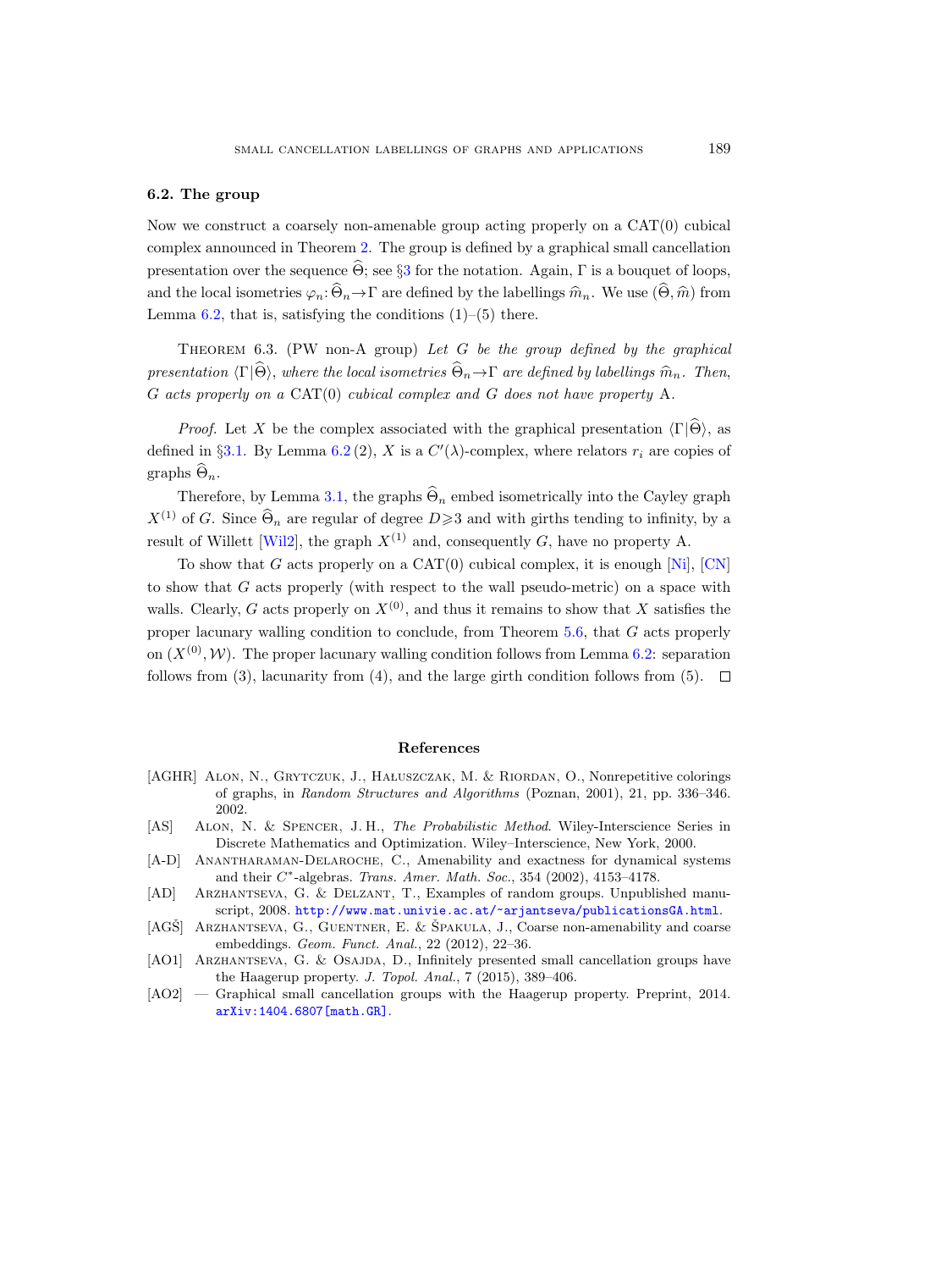### 6.2. The group

Now we construct a coarsely non-amenable group acting properly on a CAT(0) cubical complex announced in Theorem 2. The group is defined by a graphical small cancellation presentation over the sequence $\widehat{\Theta}$; see §3 for the notation. Again, $\Gamma$ is a bouquet of loops, and the local isometries $\varphi_n: \widehat{\Theta}_n \to \Gamma$ are defined by the labellings $\widehat{m}_n$. We use $(\widehat{\Theta}, \widehat{m})$ from Lemma 6.2, that is, satisfying the conditions (1)–(5) there.

Theorem 6.3. (PW non-A group) *Let $G$ be the group defined by the graphical presentation $\langle \Gamma | \widehat{\Theta} \rangle$, where the local isometries $\widehat{\Theta}_n \to \Gamma$ are defined by labellings $\widehat{m}_n$. Then, $G$ acts properly on a* CAT(0) *cubical complex and $G$ does not have property* A.

*Proof.* Let $X$ be the complex associated with the graphical presentation $\langle \Gamma | \widehat{\Theta} \rangle$, as defined in §3.1. By Lemma 6.2 (2), $X$ is a $C'(\lambda)$-complex, where relators $r_i$ are copies of graphs $\widehat{\Theta}_n$.

Therefore, by Lemma 3.1, the graphs $\widehat{\Theta}_n$ embed isometrically into the Cayley graph $X^{(1)}$ of $G$. Since $\widehat{\Theta}_n$ are regular of degree $D \geqslant 3$ and with girths tending to infinity, by a result of Willett [Wil2], the graph $X^{(1)}$ and, consequently $G$, have no property A.

To show that $G$ acts properly on a CAT(0) cubical complex, it is enough [Ni], [CN] to show that $G$ acts properly (with respect to the wall pseudo-metric) on a space with walls. Clearly, $G$ acts properly on $X^{(0)}$, and thus it remains to show that $X$ satisfies the proper lacunary walling condition to conclude, from Theorem 5.6, that $G$ acts properly on $(X^{(0)}, \mathcal{W})$. The proper lacunary walling condition follows from Lemma 6.2: separation follows from (3), lacunarity from (4), and the large girth condition follows from (5). $\square$

## References

[AGHR] Alon, N., Grytczuk, J., Hałuszczak, M. & Riordan, O., Nonrepetitive colorings of graphs, in *Random Structures and Algorithms* (Poznan, 2001), 21, pp. 336–346. 2002.

[AS] Alon, N. & Spencer, J. H., *The Probabilistic Method*. Wiley-Interscience Series in Discrete Mathematics and Optimization. Wiley–Interscience, New York, 2000.

[A-D] Anantharaman-Delaroche, C., Amenability and exactness for dynamical systems and their $C^*$-algebras. *Trans. Amer. Math. Soc.*, 354 (2002), 4153–4178.

[AD] Arzhantseva, G. & Delzant, T., Examples of random groups. Unpublished manuscript, 2008. http://www.mat.univie.ac.at/~arjantseva/publicationsGA.html.

[AGŠ] Arzhantseva, G., Guentner, E. & Špakula, J., Coarse non-amenability and coarse embeddings. *Geom. Funct. Anal.*, 22 (2012), 22–36.

[AO1] Arzhantseva, G. & Osajda, D., Infinitely presented small cancellation groups have the Haagerup property. *J. Topol. Anal.*, 7 (2015), 389–406.

[AO2] — Graphical small cancellation groups with the Haagerup property. Preprint, 2014. arXiv:1404.6807[math.GR].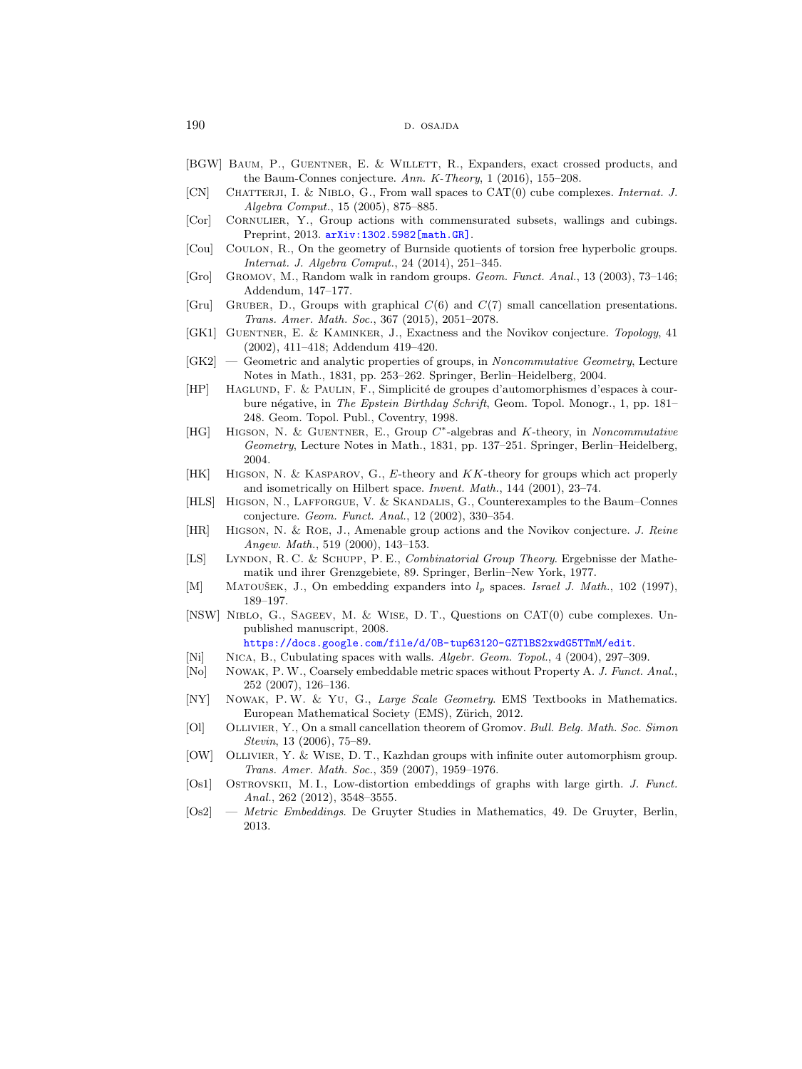[BGW] Baum, P., Guentner, E. & Willett, R., Expanders, exact crossed products, and the Baum-Connes conjecture. *Ann. K-Theory*, 1 (2016), 155–208.

[CN] Chatterji, I. & Niblo, G., From wall spaces to CAT(0) cube complexes. *Internat. J. Algebra Comput.*, 15 (2005), 875–885.

[Cor] Cornulier, Y., Group actions with commensurated subsets, wallings and cubings. Preprint, 2013. arXiv:1302.5982[math.GR].

[Cou] Coulon, R., On the geometry of Burnside quotients of torsion free hyperbolic groups. *Internat. J. Algebra Comput.*, 24 (2014), 251–345.

[Gro] Gromov, M., Random walk in random groups. *Geom. Funct. Anal.*, 13 (2003), 73–146; Addendum, 147–177.

[Gru] Gruber, D., Groups with graphical $C(6)$ and $C(7)$ small cancellation presentations. *Trans. Amer. Math. Soc.*, 367 (2015), 2051–2078.

[GK1] Guentner, E. & Kaminker, J., Exactness and the Novikov conjecture. *Topology*, 41 (2002), 411–418; Addendum 419–420.

[GK2] — Geometric and analytic properties of groups, in *Noncommutative Geometry*, Lecture Notes in Math., 1831, pp. 253–262. Springer, Berlin–Heidelberg, 2004.

[HP] Haglund, F. & Paulin, F., Simplicité de groupes d'automorphismes d'espaces à courbure négative, in *The Epstein Birthday Schrift*, Geom. Topol. Monogr., 1, pp. 181–248. Geom. Topol. Publ., Coventry, 1998.

[HG] Higson, N. & Guentner, E., Group $C^*$-algebras and $K$-theory, in *Noncommutative Geometry*, Lecture Notes in Math., 1831, pp. 137–251. Springer, Berlin–Heidelberg, 2004.

[HK] Higson, N. & Kasparov, G., $E$-theory and $KK$-theory for groups which act properly and isometrically on Hilbert space. *Invent. Math.*, 144 (2001), 23–74.

[HLS] Higson, N., Lafforgue, V. & Skandalis, G., Counterexamples to the Baum–Connes conjecture. *Geom. Funct. Anal.*, 12 (2002), 330–354.

[HR] Higson, N. & Roe, J., Amenable group actions and the Novikov conjecture. *J. Reine Angew. Math.*, 519 (2000), 143–153.

[LS] Lyndon, R. C. & Schupp, P. E., *Combinatorial Group Theory*. Ergebnisse der Mathematik und ihrer Grenzgebiete, 89. Springer, Berlin–New York, 1977.

[M] Matoušek, J., On embedding expanders into $l_p$ spaces. *Israel J. Math.*, 102 (1997), 189–197.

[NSW] Niblo, G., Sageev, M. & Wise, D. T., Questions on CAT(0) cube complexes. Unpublished manuscript, 2008. https://docs.google.com/file/d/0B-tup63120-GZTlBS2xwdG5TTmM/edit.

[Ni] Nica, B., Cubulating spaces with walls. *Algebr. Geom. Topol.*, 4 (2004), 297–309.

[No] Nowak, P. W., Coarsely embeddable metric spaces without Property A. *J. Funct. Anal.*, 252 (2007), 126–136.

[NY] Nowak, P. W. & Yu, G., *Large Scale Geometry*. EMS Textbooks in Mathematics. European Mathematical Society (EMS), Zürich, 2012.

[Ol] Ollivier, Y., On a small cancellation theorem of Gromov. *Bull. Belg. Math. Soc. Simon Stevin*, 13 (2006), 75–89.

[OW] Ollivier, Y. & Wise, D. T., Kazhdan groups with infinite outer automorphism group. *Trans. Amer. Math. Soc.*, 359 (2007), 1959–1976.

[Os1] Ostrovskii, M. I., Low-distortion embeddings of graphs with large girth. *J. Funct. Anal.*, 262 (2012), 3548–3555.

[Os2] — *Metric Embeddings*. De Gruyter Studies in Mathematics, 49. De Gruyter, Berlin, 2013.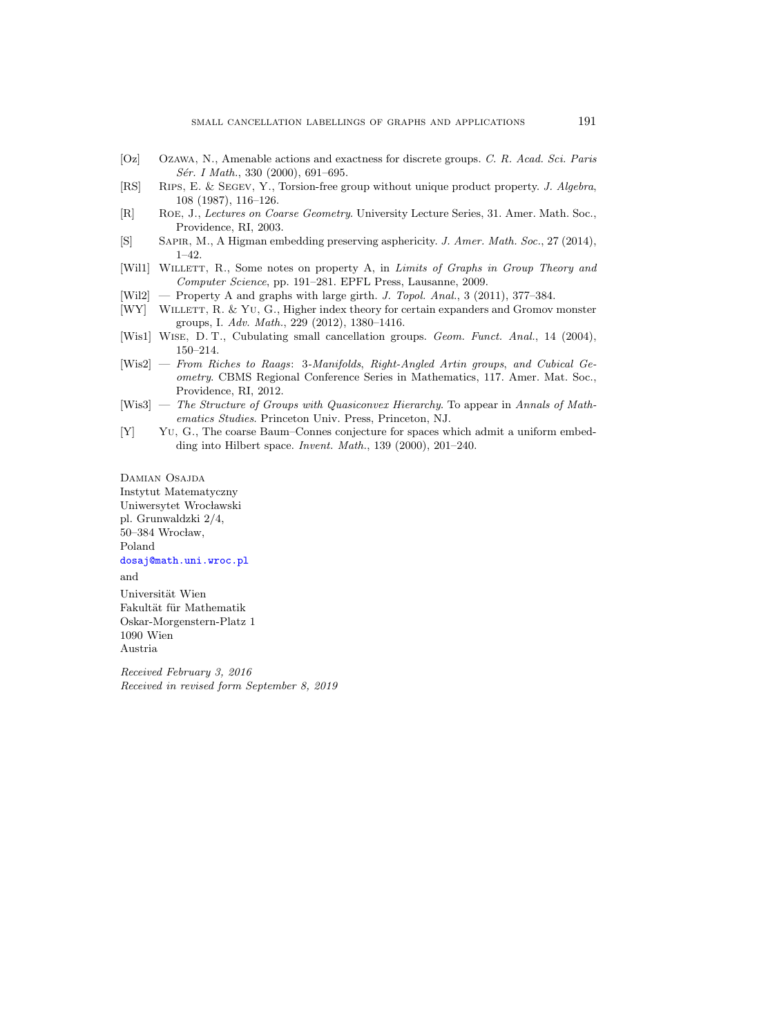[Oz] Ozawa, N., Amenable actions and exactness for discrete groups. *C. R. Acad. Sci. Paris Sér. I Math.*, 330 (2000), 691–695.

[RS] Rips, E. & Segev, Y., Torsion-free group without unique product property. *J. Algebra*, 108 (1987), 116–126.

[R] Roe, J., *Lectures on Coarse Geometry*. University Lecture Series, 31. Amer. Math. Soc., Providence, RI, 2003.

[S] Sapir, M., A Higman embedding preserving asphericity. *J. Amer. Math. Soc.*, 27 (2014), 1–42.

[Wil1] Willett, R., Some notes on property A, in *Limits of Graphs in Group Theory and Computer Science*, pp. 191–281. EPFL Press, Lausanne, 2009.

[Wil2] — Property A and graphs with large girth. *J. Topol. Anal.*, 3 (2011), 377–384.

[WY] Willett, R. & Yu, G., Higher index theory for certain expanders and Gromov monster groups, I. *Adv. Math.*, 229 (2012), 1380–1416.

[Wis1] Wise, D. T., Cubulating small cancellation groups. *Geom. Funct. Anal.*, 14 (2004), 150–214.

[Wis2] — *From Riches to Raags*: 3*-Manifolds, Right-Angled Artin groups, and Cubical Geometry*. CBMS Regional Conference Series in Mathematics, 117. Amer. Mat. Soc., Providence, RI, 2012.

[Wis3] — *The Structure of Groups with Quasiconvex Hierarchy*. To appear in *Annals of Mathematics Studies*. Princeton Univ. Press, Princeton, NJ.

[Y] Yu, G., The coarse Baum–Connes conjecture for spaces which admit a uniform embedding into Hilbert space. *Invent. Math.*, 139 (2000), 201–240.

Damian Osajda
Instytut Matematyczny
Uniwersytet Wrocławski
pl. Grunwaldzki 2/4,
50–384 Wrocław,
Poland
dosaj@math.uni.wroc.pl

and

Universität Wien
Fakultät für Mathematik
Oskar-Morgenstern-Platz 1
1090 Wien
Austria

*Received February 3, 2016*
*Received in revised form September 8, 2019*